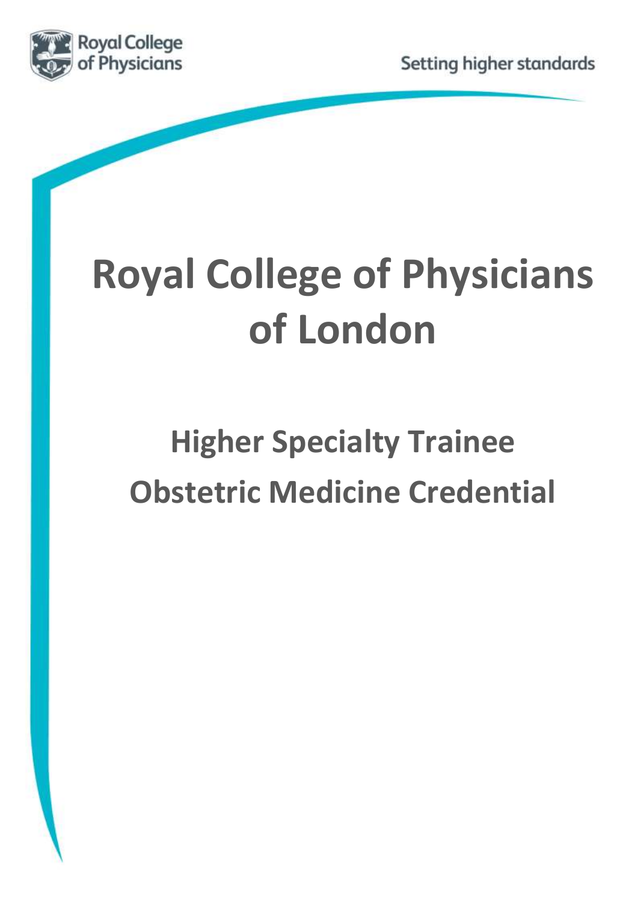Royal College of Physicians

Setting higher standards

# Royal College of Physicians of London

## Higher Specialty Trainee Obstetric Medicine Credential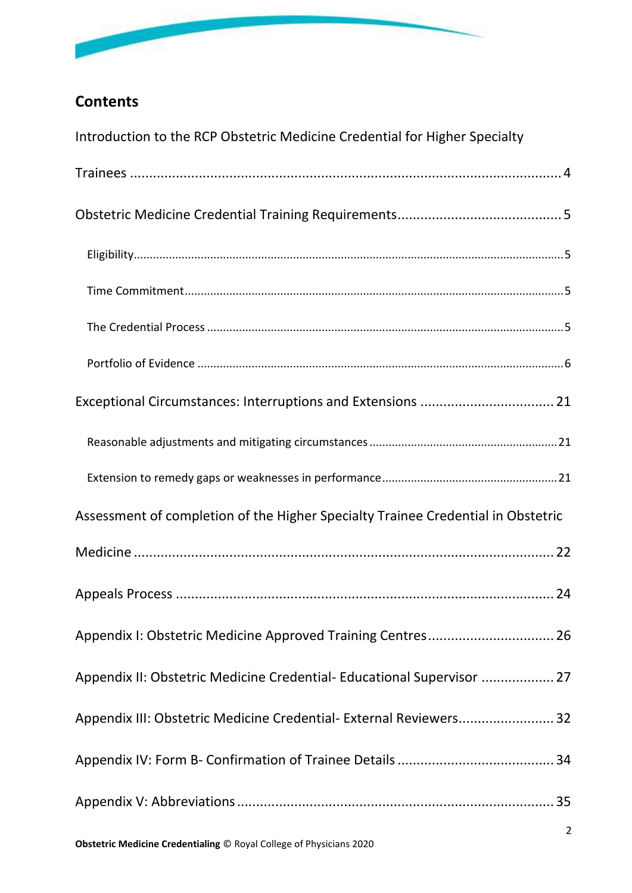## Contents

Introduction to the RCP Obstetric Medicine Credential for Higher Specialty Trainees ........ 4

Obstetric Medicine Credential Training Requirements ........ 5

- Eligibility ........ 5
- Time Commitment ........ 5
- The Credential Process ........ 5
- Portfolio of Evidence ........ 6

Exceptional Circumstances: Interruptions and Extensions ........ 21

- Reasonable adjustments and mitigating circumstances ........ 21
- Extension to remedy gaps or weaknesses in performance ........ 21

Assessment of completion of the Higher Specialty Trainee Credential in Obstetric Medicine ........ 22

Appeals Process ........ 24

Appendix I: Obstetric Medicine Approved Training Centres ........ 26

Appendix II: Obstetric Medicine Credential- Educational Supervisor ........ 27

Appendix III: Obstetric Medicine Credential- External Reviewers ........ 32

Appendix IV: Form B- Confirmation of Trainee Details ........ 34

Appendix V: Abbreviations ........ 35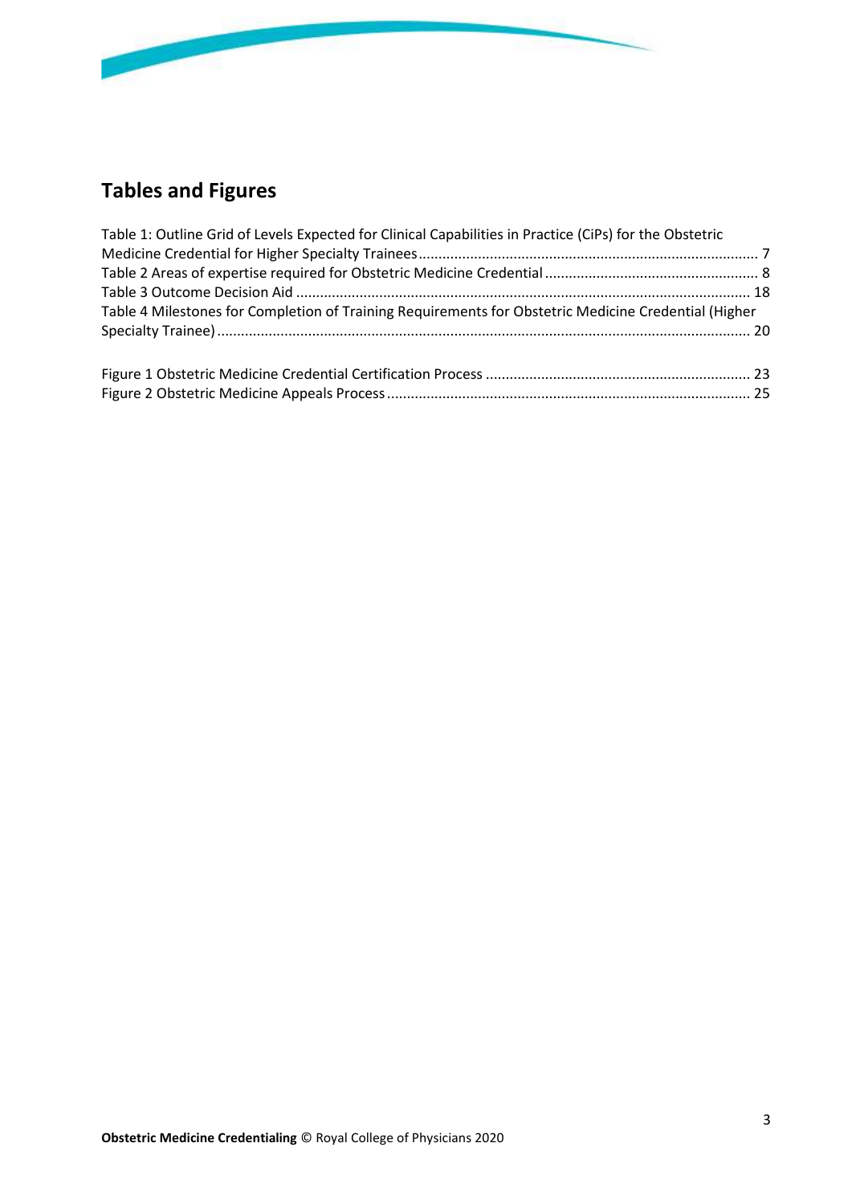## Tables and Figures

Table 1: Outline Grid of Levels Expected for Clinical Capabilities in Practice (CiPs) for the Obstetric Medicine Credential for Higher Specialty Trainees ........ 7
Table 2 Areas of expertise required for Obstetric Medicine Credential ........ 8
Table 3 Outcome Decision Aid ........ 18
Table 4 Milestones for Completion of Training Requirements for Obstetric Medicine Credential (Higher Specialty Trainee) ........ 20

Figure 1 Obstetric Medicine Credential Certification Process ........ 23
Figure 2 Obstetric Medicine Appeals Process ........ 25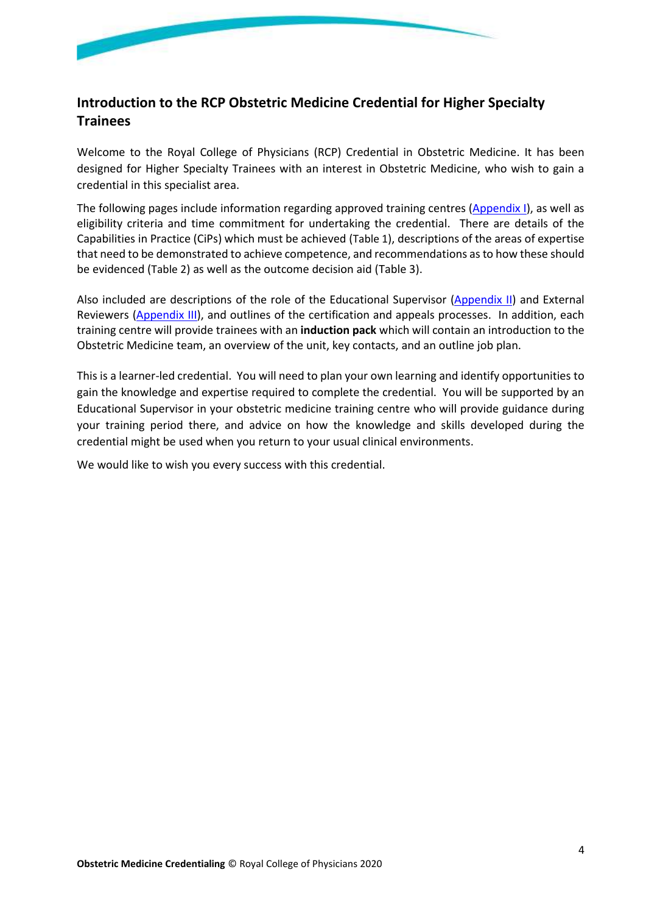## Introduction to the RCP Obstetric Medicine Credential for Higher Specialty Trainees

Welcome to the Royal College of Physicians (RCP) Credential in Obstetric Medicine. It has been designed for Higher Specialty Trainees with an interest in Obstetric Medicine, who wish to gain a credential in this specialist area.

The following pages include information regarding approved training centres (Appendix I), as well as eligibility criteria and time commitment for undertaking the credential. There are details of the Capabilities in Practice (CiPs) which must be achieved (Table 1), descriptions of the areas of expertise that need to be demonstrated to achieve competence, and recommendations as to how these should be evidenced (Table 2) as well as the outcome decision aid (Table 3).

Also included are descriptions of the role of the Educational Supervisor (Appendix II) and External Reviewers (Appendix III), and outlines of the certification and appeals processes. In addition, each training centre will provide trainees with an **induction pack** which will contain an introduction to the Obstetric Medicine team, an overview of the unit, key contacts, and an outline job plan.

This is a learner-led credential. You will need to plan your own learning and identify opportunities to gain the knowledge and expertise required to complete the credential. You will be supported by an Educational Supervisor in your obstetric medicine training centre who will provide guidance during your training period there, and advice on how the knowledge and skills developed during the credential might be used when you return to your usual clinical environments.

We would like to wish you every success with this credential.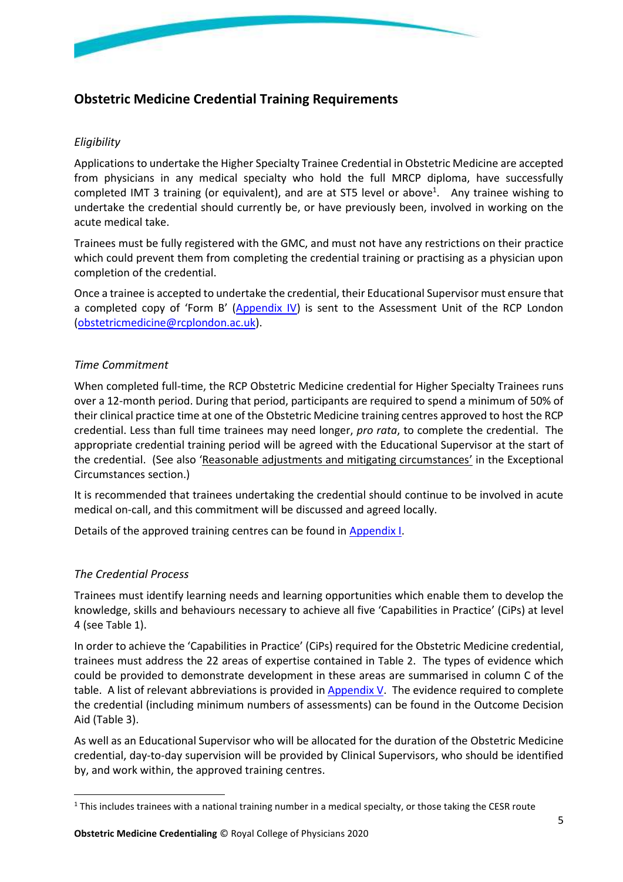## Obstetric Medicine Credential Training Requirements

*Eligibility*

Applications to undertake the Higher Specialty Trainee Credential in Obstetric Medicine are accepted from physicians in any medical specialty who hold the full MRCP diploma, have successfully completed IMT 3 training (or equivalent), and are at ST5 level or above[1]. Any trainee wishing to undertake the credential should currently be, or have previously been, involved in working on the acute medical take.

Trainees must be fully registered with the GMC, and must not have any restrictions on their practice which could prevent them from completing the credential training or practising as a physician upon completion of the credential.

Once a trainee is accepted to undertake the credential, their Educational Supervisor must ensure that a completed copy of 'Form B' (Appendix IV) is sent to the Assessment Unit of the RCP London (obstetricmedicine@rcplondon.ac.uk).

*Time Commitment*

When completed full-time, the RCP Obstetric Medicine credential for Higher Specialty Trainees runs over a 12-month period. During that period, participants are required to spend a minimum of 50% of their clinical practice time at one of the Obstetric Medicine training centres approved to host the RCP credential. Less than full time trainees may need longer, *pro rata*, to complete the credential. The appropriate credential training period will be agreed with the Educational Supervisor at the start of the credential. (See also 'Reasonable adjustments and mitigating circumstances' in the Exceptional Circumstances section.)

It is recommended that trainees undertaking the credential should continue to be involved in acute medical on-call, and this commitment will be discussed and agreed locally.

Details of the approved training centres can be found in Appendix I.

*The Credential Process*

Trainees must identify learning needs and learning opportunities which enable them to develop the knowledge, skills and behaviours necessary to achieve all five 'Capabilities in Practice' (CiPs) at level 4 (see Table 1).

In order to achieve the 'Capabilities in Practice' (CiPs) required for the Obstetric Medicine credential, trainees must address the 22 areas of expertise contained in Table 2. The types of evidence which could be provided to demonstrate development in these areas are summarised in column C of the table. A list of relevant abbreviations is provided in Appendix V. The evidence required to complete the credential (including minimum numbers of assessments) can be found in the Outcome Decision Aid (Table 3).

As well as an Educational Supervisor who will be allocated for the duration of the Obstetric Medicine credential, day-to-day supervision will be provided by Clinical Supervisors, who should be identified by, and work within, the approved training centres.

---

[1] This includes trainees with a national training number in a medical specialty, or those taking the CESR route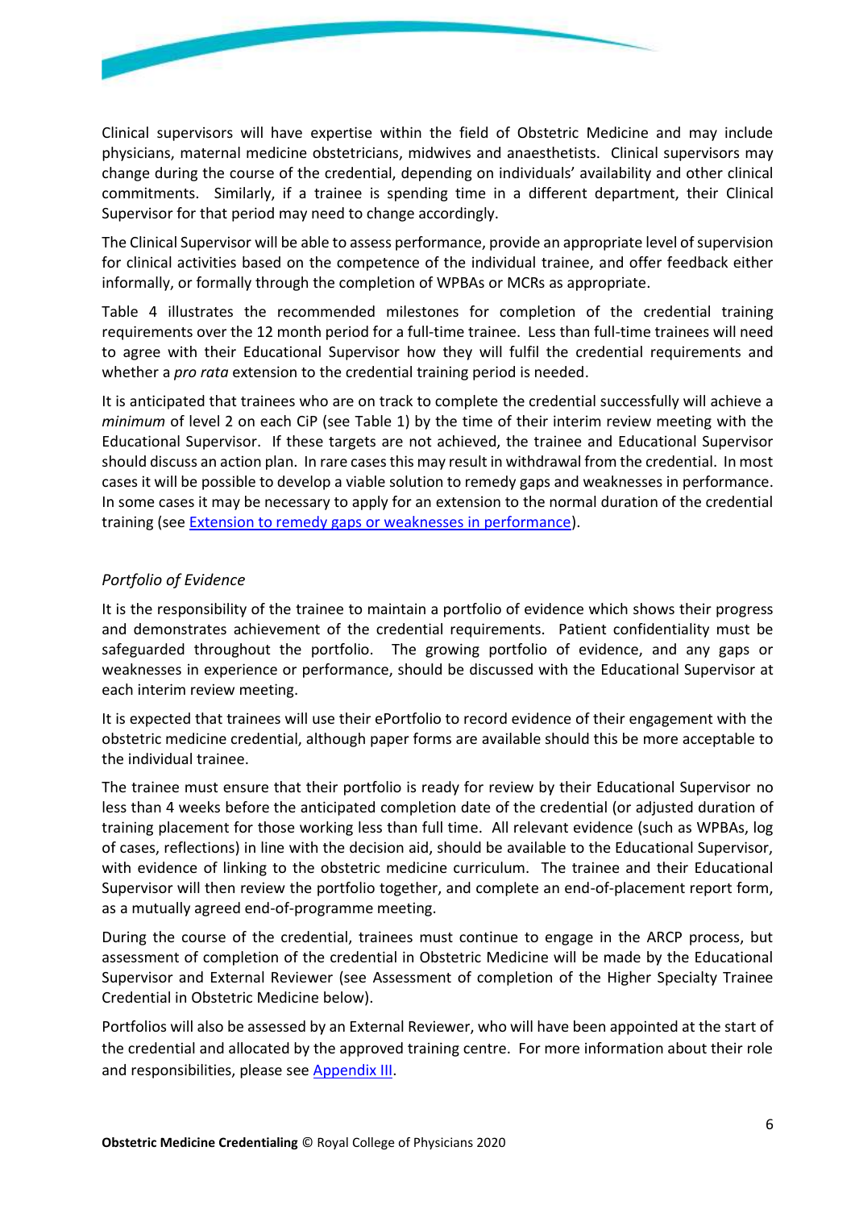Clinical supervisors will have expertise within the field of Obstetric Medicine and may include physicians, maternal medicine obstetricians, midwives and anaesthetists. Clinical supervisors may change during the course of the credential, depending on individuals' availability and other clinical commitments. Similarly, if a trainee is spending time in a different department, their Clinical Supervisor for that period may need to change accordingly.

The Clinical Supervisor will be able to assess performance, provide an appropriate level of supervision for clinical activities based on the competence of the individual trainee, and offer feedback either informally, or formally through the completion of WPBAs or MCRs as appropriate.

Table 4 illustrates the recommended milestones for completion of the credential training requirements over the 12 month period for a full-time trainee. Less than full-time trainees will need to agree with their Educational Supervisor how they will fulfil the credential requirements and whether a *pro rata* extension to the credential training period is needed.

It is anticipated that trainees who are on track to complete the credential successfully will achieve a *minimum* of level 2 on each CiP (see Table 1) by the time of their interim review meeting with the Educational Supervisor. If these targets are not achieved, the trainee and Educational Supervisor should discuss an action plan. In rare cases this may result in withdrawal from the credential. In most cases it will be possible to develop a viable solution to remedy gaps and weaknesses in performance. In some cases it may be necessary to apply for an extension to the normal duration of the credential training (see [Extension to remedy gaps or weaknesses in performance]).

*Portfolio of Evidence*

It is the responsibility of the trainee to maintain a portfolio of evidence which shows their progress and demonstrates achievement of the credential requirements. Patient confidentiality must be safeguarded throughout the portfolio. The growing portfolio of evidence, and any gaps or weaknesses in experience or performance, should be discussed with the Educational Supervisor at each interim review meeting.

It is expected that trainees will use their ePortfolio to record evidence of their engagement with the obstetric medicine credential, although paper forms are available should this be more acceptable to the individual trainee.

The trainee must ensure that their portfolio is ready for review by their Educational Supervisor no less than 4 weeks before the anticipated completion date of the credential (or adjusted duration of training placement for those working less than full time. All relevant evidence (such as WPBAs, log of cases, reflections) in line with the decision aid, should be available to the Educational Supervisor, with evidence of linking to the obstetric medicine curriculum. The trainee and their Educational Supervisor will then review the portfolio together, and complete an end-of-placement report form, as a mutually agreed end-of-programme meeting.

During the course of the credential, trainees must continue to engage in the ARCP process, but assessment of completion of the credential in Obstetric Medicine will be made by the Educational Supervisor and External Reviewer (see Assessment of completion of the Higher Specialty Trainee Credential in Obstetric Medicine below).

Portfolios will also be assessed by an External Reviewer, who will have been appointed at the start of the credential and allocated by the approved training centre. For more information about their role and responsibilities, please see [Appendix III].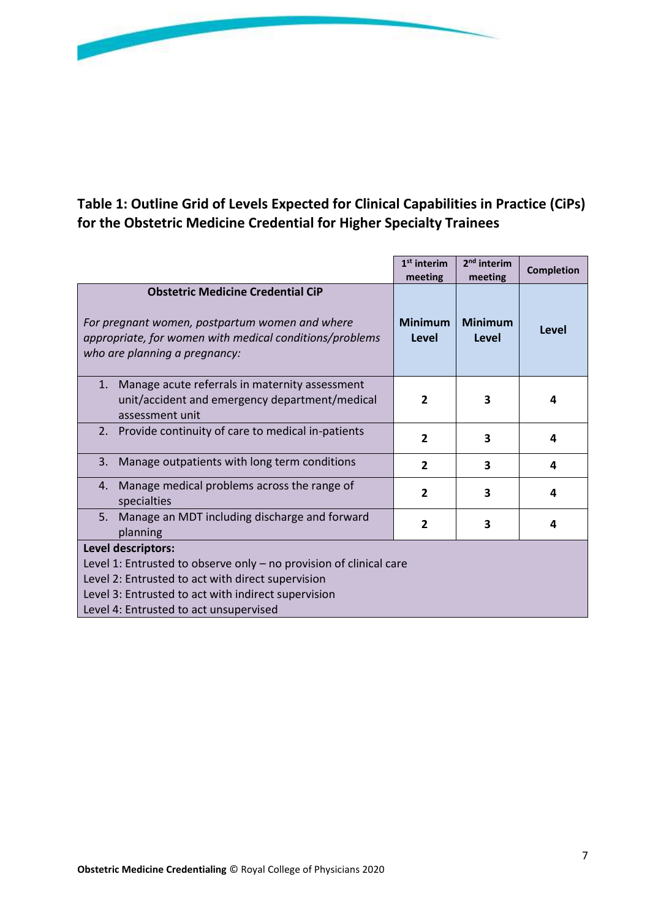**Table 1: Outline Grid of Levels Expected for Clinical Capabilities in Practice (CiPs) for the Obstetric Medicine Credential for Higher Specialty Trainees**

| | 1st interim meeting | 2nd interim meeting | Completion |
|---|---|---|---|
| **Obstetric Medicine Credential CiP**<br><br>*For pregnant women, postpartum women and where appropriate, for women with medical conditions/problems who are planning a pregnancy:* | **Minimum Level** | **Minimum Level** | **Level** |
| 1. Manage acute referrals in maternity assessment unit/accident and emergency department/medical assessment unit | **2** | **3** | **4** |
| 2. Provide continuity of care to medical in-patients | **2** | **3** | **4** |
| 3. Manage outpatients with long term conditions | **2** | **3** | **4** |
| 4. Manage medical problems across the range of specialties | **2** | **3** | **4** |
| 5. Manage an MDT including discharge and forward planning | **2** | **3** | **4** |

**Level descriptors:**
Level 1: Entrusted to observe only – no provision of clinical care
Level 2: Entrusted to act with direct supervision
Level 3: Entrusted to act with indirect supervision
Level 4: Entrusted to act unsupervised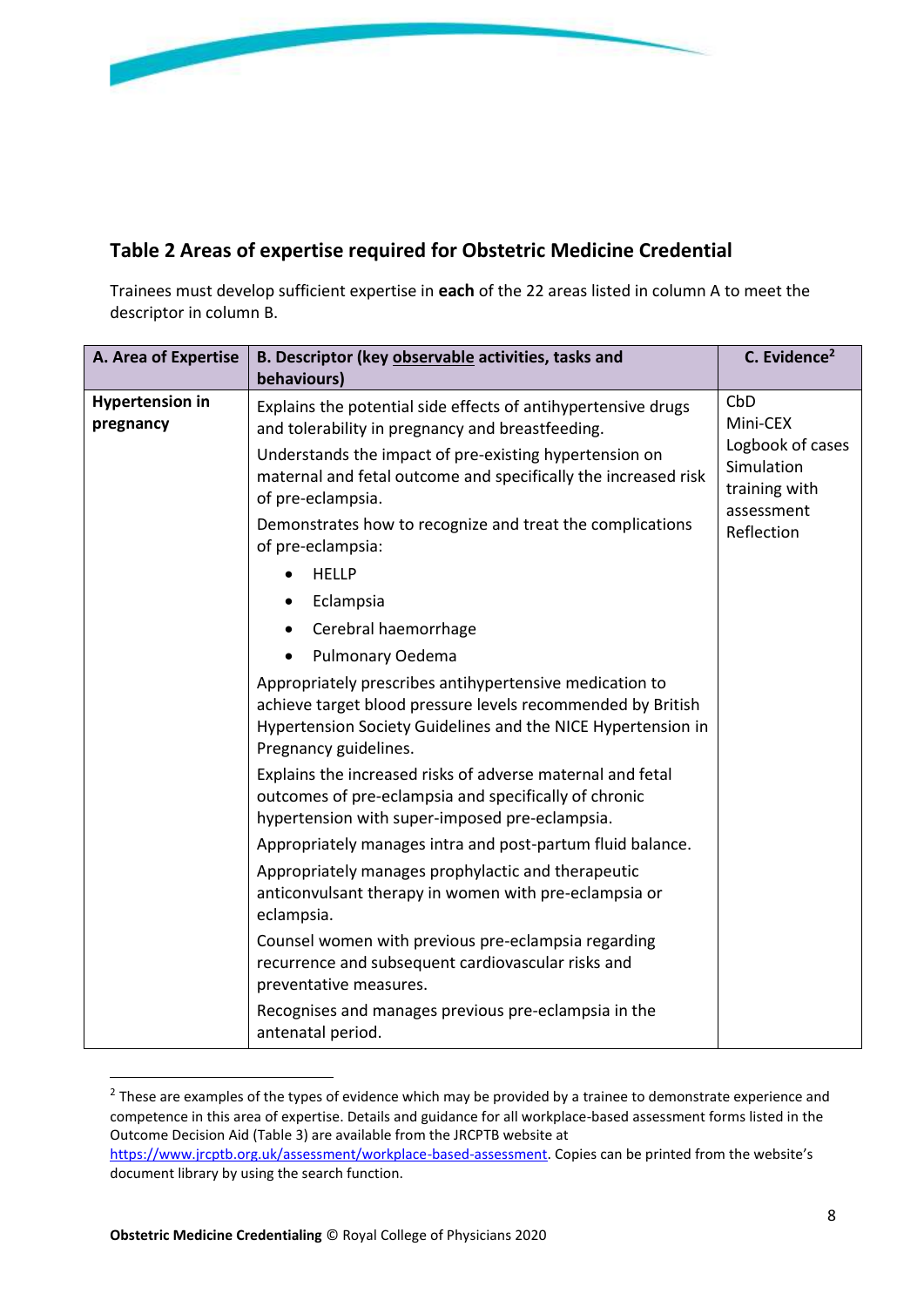## Table 2 Areas of expertise required for Obstetric Medicine Credential

Trainees must develop sufficient expertise in **each** of the 22 areas listed in column A to meet the descriptor in column B.

| A. Area of Expertise | B. Descriptor (key observable activities, tasks and behaviours) | C. Evidence[2] |
|---|---|---|
| **Hypertension in pregnancy** | Explains the potential side effects of antihypertensive drugs and tolerability in pregnancy and breastfeeding.<br><br>Understands the impact of pre-existing hypertension on maternal and fetal outcome and specifically the increased risk of pre-eclampsia.<br><br>Demonstrates how to recognize and treat the complications of pre-eclampsia:<br>• HELLP<br>• Eclampsia<br>• Cerebral haemorrhage<br>• Pulmonary Oedema<br><br>Appropriately prescribes antihypertensive medication to achieve target blood pressure levels recommended by British Hypertension Society Guidelines and the NICE Hypertension in Pregnancy guidelines.<br><br>Explains the increased risks of adverse maternal and fetal outcomes of pre-eclampsia and specifically of chronic hypertension with super-imposed pre-eclampsia.<br><br>Appropriately manages intra and post-partum fluid balance.<br><br>Appropriately manages prophylactic and therapeutic anticonvulsant therapy in women with pre-eclampsia or eclampsia.<br><br>Counsel women with previous pre-eclampsia regarding recurrence and subsequent cardiovascular risks and preventative measures.<br><br>Recognises and manages previous pre-eclampsia in the antenatal period. | CbD<br>Mini-CEX<br>Logbook of cases<br>Simulation training with assessment<br>Reflection |

[2] These are examples of the types of evidence which may be provided by a trainee to demonstrate experience and competence in this area of expertise. Details and guidance for all workplace-based assessment forms listed in the Outcome Decision Aid (Table 3) are available from the JRCPTB website at https://www.jrcptb.org.uk/assessment/workplace-based-assessment. Copies can be printed from the website's document library by using the search function.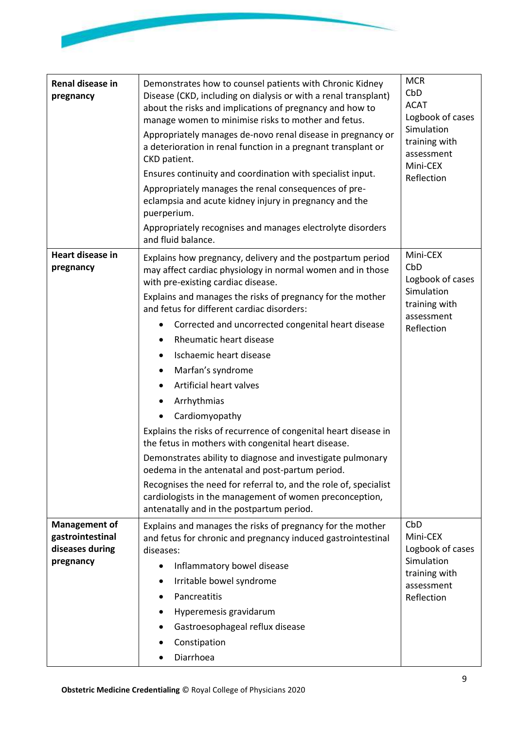| | | |
|---|---|---|
| **Renal disease in pregnancy** | Demonstrates how to counsel patients with Chronic Kidney Disease (CKD, including on dialysis or with a renal transplant) about the risks and implications of pregnancy and how to manage women to minimise risks to mother and fetus.<br>Appropriately manages de-novo renal disease in pregnancy or a deterioration in renal function in a pregnant transplant or CKD patient.<br>Ensures continuity and coordination with specialist input.<br>Appropriately manages the renal consequences of pre-eclampsia and acute kidney injury in pregnancy and the puerperium.<br>Appropriately recognises and manages electrolyte disorders and fluid balance. | MCR<br>CbD<br>ACAT<br>Logbook of cases<br>Simulation training with assessment<br>Mini-CEX<br>Reflection |
| **Heart disease in pregnancy** | Explains how pregnancy, delivery and the postpartum period may affect cardiac physiology in normal women and in those with pre-existing cardiac disease.<br>Explains and manages the risks of pregnancy for the mother and fetus for different cardiac disorders:<br>• Corrected and uncorrected congenital heart disease<br>• Rheumatic heart disease<br>• Ischaemic heart disease<br>• Marfan's syndrome<br>• Artificial heart valves<br>• Arrhythmias<br>• Cardiomyopathy<br>Explains the risks of recurrence of congenital heart disease in the fetus in mothers with congenital heart disease.<br>Demonstrates ability to diagnose and investigate pulmonary oedema in the antenatal and post-partum period.<br>Recognises the need for referral to, and the role of, specialist cardiologists in the management of women preconception, antenatally and in the postpartum period. | Mini-CEX<br>CbD<br>Logbook of cases<br>Simulation training with assessment<br>Reflection |
| **Management of gastrointestinal diseases during pregnancy** | Explains and manages the risks of pregnancy for the mother and fetus for chronic and pregnancy induced gastrointestinal diseases:<br>• Inflammatory bowel disease<br>• Irritable bowel syndrome<br>• Pancreatitis<br>• Hyperemesis gravidarum<br>• Gastroesophageal reflux disease<br>• Constipation<br>• Diarrhoea | CbD<br>Mini-CEX<br>Logbook of cases<br>Simulation training with assessment<br>Reflection |

**Obstetric Medicine Credentialing** © Royal College of Physicians 2020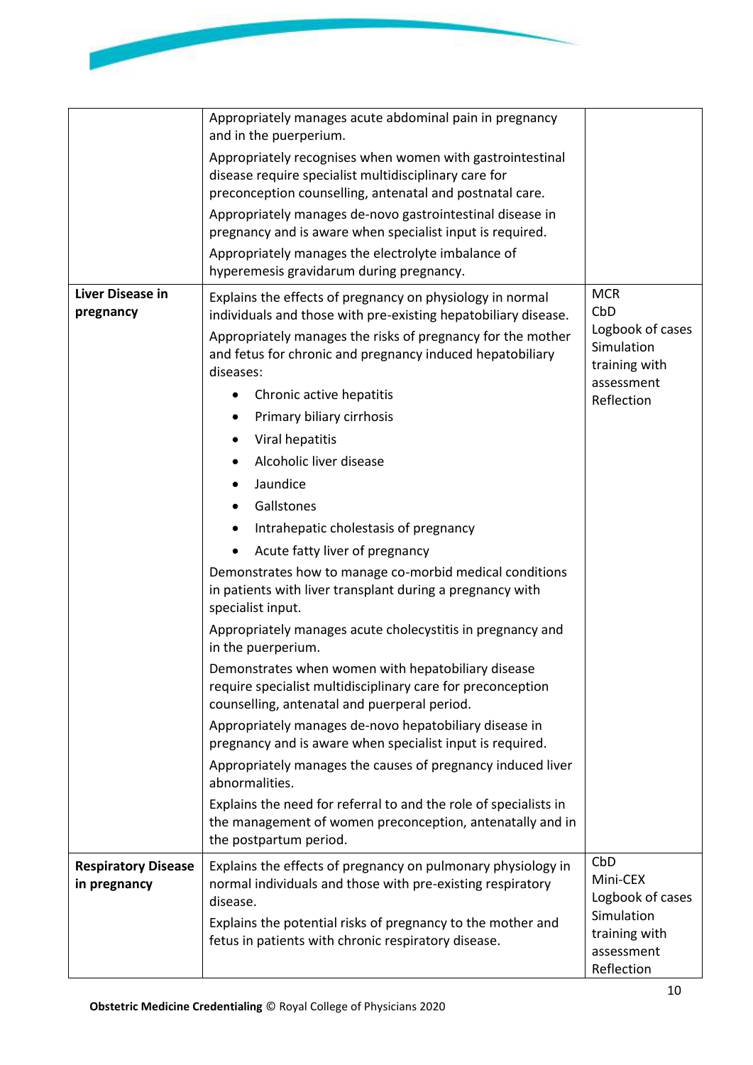| | | |
|---|---|---|
| | Appropriately manages acute abdominal pain in pregnancy and in the puerperium.<br>Appropriately recognises when women with gastrointestinal disease require specialist multidisciplinary care for preconception counselling, antenatal and postnatal care.<br>Appropriately manages de-novo gastrointestinal disease in pregnancy and is aware when specialist input is required.<br>Appropriately manages the electrolyte imbalance of hyperemesis gravidarum during pregnancy. | |
| **Liver Disease in pregnancy** | Explains the effects of pregnancy on physiology in normal individuals and those with pre-existing hepatobiliary disease.<br>Appropriately manages the risks of pregnancy for the mother and fetus for chronic and pregnancy induced hepatobiliary diseases:<br>• Chronic active hepatitis<br>• Primary biliary cirrhosis<br>• Viral hepatitis<br>• Alcoholic liver disease<br>• Jaundice<br>• Gallstones<br>• Intrahepatic cholestasis of pregnancy<br>• Acute fatty liver of pregnancy<br>Demonstrates how to manage co-morbid medical conditions in patients with liver transplant during a pregnancy with specialist input.<br>Appropriately manages acute cholecystitis in pregnancy and in the puerperium.<br>Demonstrates when women with hepatobiliary disease require specialist multidisciplinary care for preconception counselling, antenatal and puerperal period.<br>Appropriately manages de-novo hepatobiliary disease in pregnancy and is aware when specialist input is required.<br>Appropriately manages the causes of pregnancy induced liver abnormalities.<br>Explains the need for referral to and the role of specialists in the management of women preconception, antenatally and in the postpartum period. | MCR<br>CbD<br>Logbook of cases<br>Simulation training with assessment<br>Reflection |
| **Respiratory Disease in pregnancy** | Explains the effects of pregnancy on pulmonary physiology in normal individuals and those with pre-existing respiratory disease.<br>Explains the potential risks of pregnancy to the mother and fetus in patients with chronic respiratory disease. | CbD<br>Mini-CEX<br>Logbook of cases<br>Simulation training with assessment<br>Reflection |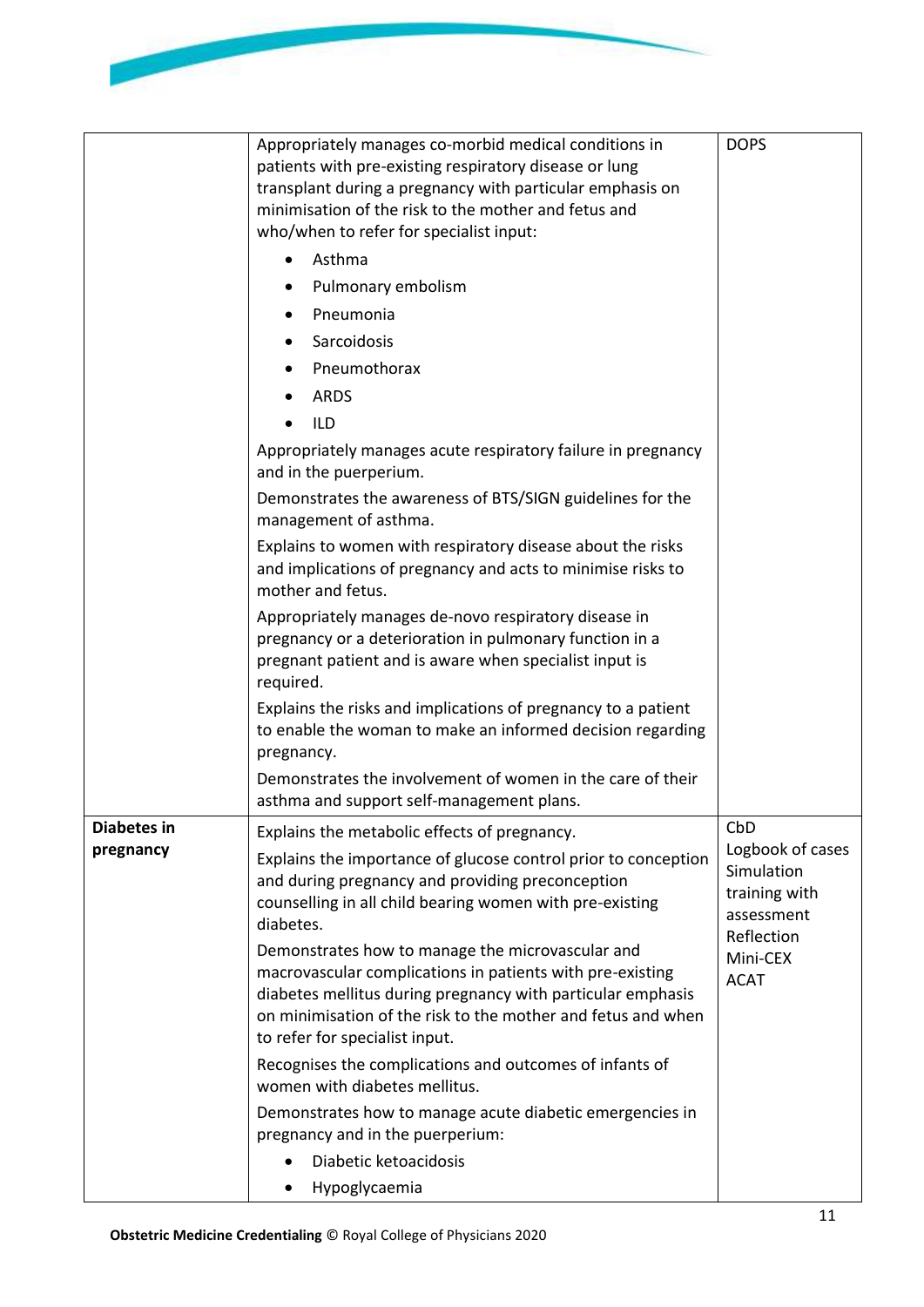| | | |
|---|---|---|
| | Appropriately manages co-morbid medical conditions in patients with pre-existing respiratory disease or lung transplant during a pregnancy with particular emphasis on minimisation of the risk to the mother and fetus and who/when to refer for specialist input:<br>• Asthma<br>• Pulmonary embolism<br>• Pneumonia<br>• Sarcoidosis<br>• Pneumothorax<br>• ARDS<br>• ILD<br>Appropriately manages acute respiratory failure in pregnancy and in the puerperium.<br>Demonstrates the awareness of BTS/SIGN guidelines for the management of asthma.<br>Explains to women with respiratory disease about the risks and implications of pregnancy and acts to minimise risks to mother and fetus.<br>Appropriately manages de-novo respiratory disease in pregnancy or a deterioration in pulmonary function in a pregnant patient and is aware when specialist input is required.<br>Explains the risks and implications of pregnancy to a patient to enable the woman to make an informed decision regarding pregnancy.<br>Demonstrates the involvement of women in the care of their asthma and support self-management plans. | DOPS |
| **Diabetes in pregnancy** | Explains the metabolic effects of pregnancy.<br>Explains the importance of glucose control prior to conception and during pregnancy and providing preconception counselling in all child bearing women with pre-existing diabetes.<br>Demonstrates how to manage the microvascular and macrovascular complications in patients with pre-existing diabetes mellitus during pregnancy with particular emphasis on minimisation of the risk to the mother and fetus and when to refer for specialist input.<br>Recognises the complications and outcomes of infants of women with diabetes mellitus.<br>Demonstrates how to manage acute diabetic emergencies in pregnancy and in the puerperium:<br>• Diabetic ketoacidosis<br>• Hypoglycaemia | CbD<br>Logbook of cases<br>Simulation training with assessment<br>Reflection<br>Mini-CEX<br>ACAT |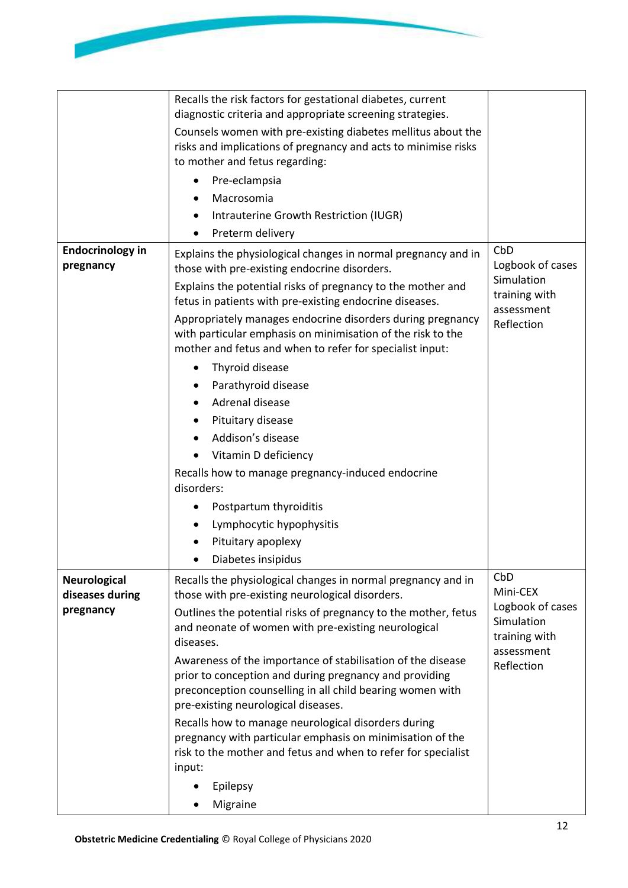| | | |
|---|---|---|
| | Recalls the risk factors for gestational diabetes, current diagnostic criteria and appropriate screening strategies.<br>Counsels women with pre-existing diabetes mellitus about the risks and implications of pregnancy and acts to minimise risks to mother and fetus regarding:<br>• Pre-eclampsia<br>• Macrosomia<br>• Intrauterine Growth Restriction (IUGR)<br>• Preterm delivery | |
| **Endocrinology in pregnancy** | Explains the physiological changes in normal pregnancy and in those with pre-existing endocrine disorders.<br>Explains the potential risks of pregnancy to the mother and fetus in patients with pre-existing endocrine diseases.<br>Appropriately manages endocrine disorders during pregnancy with particular emphasis on minimisation of the risk to the mother and fetus and when to refer for specialist input:<br>• Thyroid disease<br>• Parathyroid disease<br>• Adrenal disease<br>• Pituitary disease<br>• Addison's disease<br>• Vitamin D deficiency<br>Recalls how to manage pregnancy-induced endocrine disorders:<br>• Postpartum thyroiditis<br>• Lymphocytic hypophysitis<br>• Pituitary apoplexy<br>• Diabetes insipidus | CbD<br>Logbook of cases<br>Simulation training with assessment<br>Reflection |
| **Neurological diseases during pregnancy** | Recalls the physiological changes in normal pregnancy and in those with pre-existing neurological disorders.<br>Outlines the potential risks of pregnancy to the mother, fetus and neonate of women with pre-existing neurological diseases.<br>Awareness of the importance of stabilisation of the disease prior to conception and during pregnancy and providing preconception counselling in all child bearing women with pre-existing neurological diseases.<br>Recalls how to manage neurological disorders during pregnancy with particular emphasis on minimisation of the risk to the mother and fetus and when to refer for specialist input:<br>• Epilepsy<br>• Migraine | CbD<br>Mini-CEX<br>Logbook of cases<br>Simulation training with assessment<br>Reflection |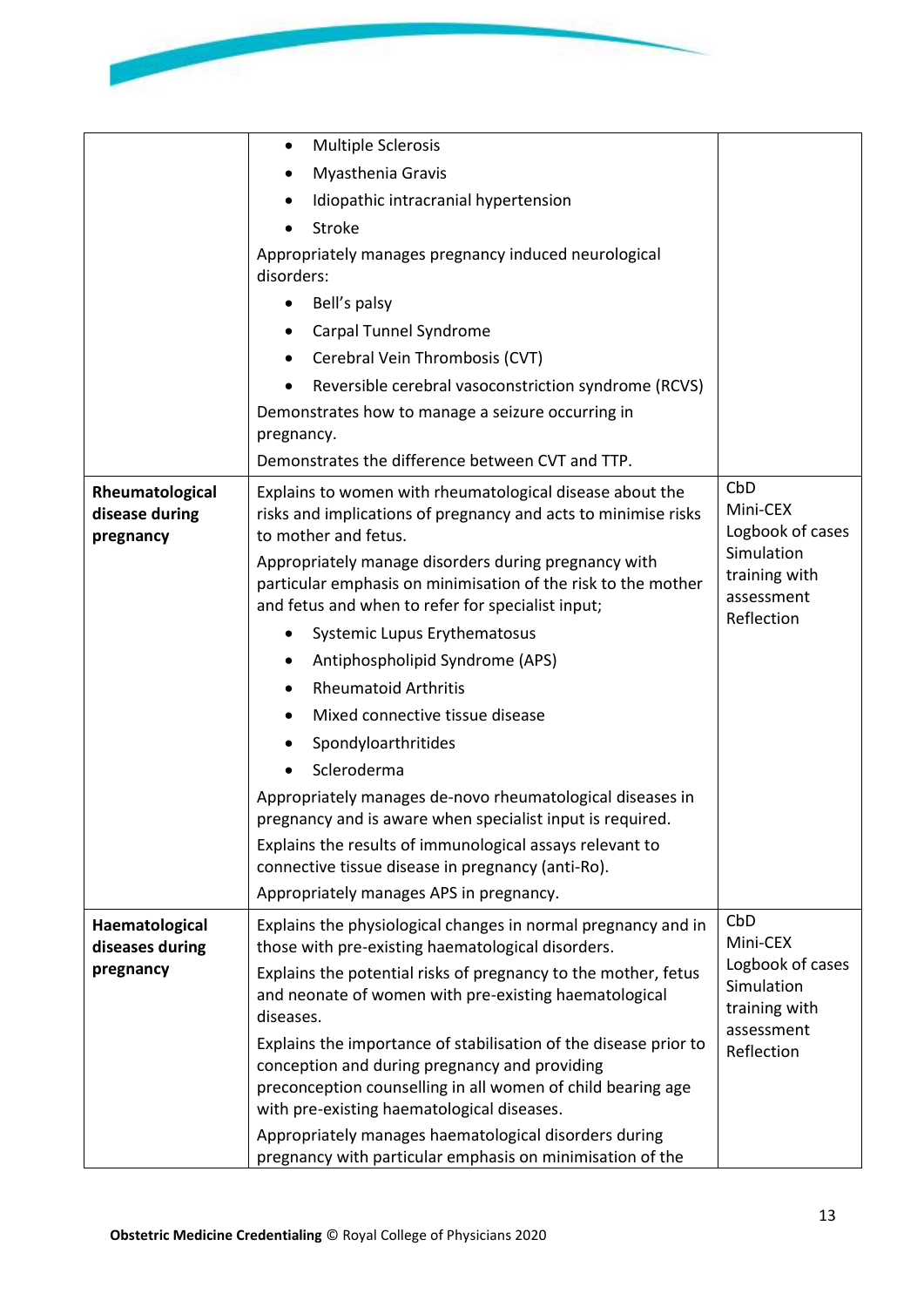| | | |
|---|---|---|
| | • Multiple Sclerosis<br>• Myasthenia Gravis<br>• Idiopathic intracranial hypertension<br>• Stroke<br>Appropriately manages pregnancy induced neurological disorders:<br>• Bell's palsy<br>• Carpal Tunnel Syndrome<br>• Cerebral Vein Thrombosis (CVT)<br>• Reversible cerebral vasoconstriction syndrome (RCVS)<br>Demonstrates how to manage a seizure occurring in pregnancy.<br>Demonstrates the difference between CVT and TTP. | |
| **Rheumatological disease during pregnancy** | Explains to women with rheumatological disease about the risks and implications of pregnancy and acts to minimise risks to mother and fetus.<br>Appropriately manage disorders during pregnancy with particular emphasis on minimisation of the risk to the mother and fetus and when to refer for specialist input;<br>• Systemic Lupus Erythematosus<br>• Antiphospholipid Syndrome (APS)<br>• Rheumatoid Arthritis<br>• Mixed connective tissue disease<br>• Spondyloarthritides<br>• Scleroderma<br>Appropriately manages de-novo rheumatological diseases in pregnancy and is aware when specialist input is required.<br>Explains the results of immunological assays relevant to connective tissue disease in pregnancy (anti-Ro).<br>Appropriately manages APS in pregnancy. | CbD<br>Mini-CEX<br>Logbook of cases<br>Simulation training with assessment<br>Reflection |
| **Haematological diseases during pregnancy** | Explains the physiological changes in normal pregnancy and in those with pre-existing haematological disorders.<br>Explains the potential risks of pregnancy to the mother, fetus and neonate of women with pre-existing haematological diseases.<br>Explains the importance of stabilisation of the disease prior to conception and during pregnancy and providing preconception counselling in all women of child bearing age with pre-existing haematological diseases.<br>Appropriately manages haematological disorders during pregnancy with particular emphasis on minimisation of the | CbD<br>Mini-CEX<br>Logbook of cases<br>Simulation training with assessment<br>Reflection |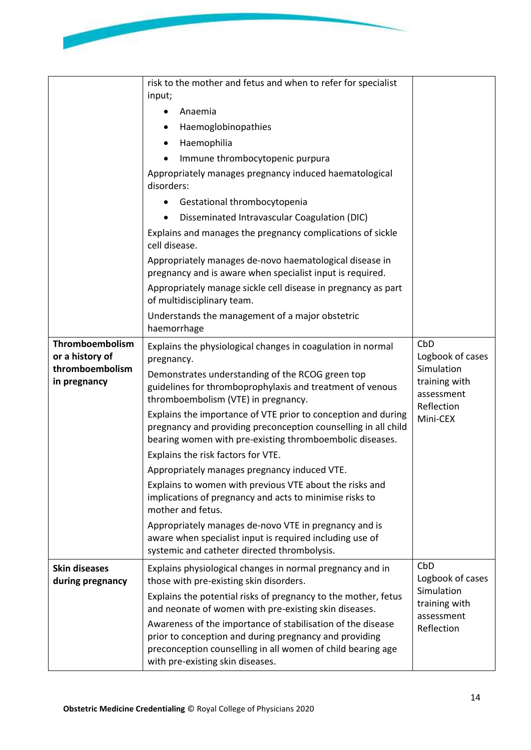| | | |
|---|---|---|
| | risk to the mother and fetus and when to refer for specialist input;<br>• Anaemia<br>• Haemoglobinopathies<br>• Haemophilia<br>• Immune thrombocytopenic purpura<br>Appropriately manages pregnancy induced haematological disorders:<br>• Gestational thrombocytopenia<br>• Disseminated Intravascular Coagulation (DIC)<br>Explains and manages the pregnancy complications of sickle cell disease.<br>Appropriately manages de-novo haematological disease in pregnancy and is aware when specialist input is required.<br>Appropriately manage sickle cell disease in pregnancy as part of multidisciplinary team.<br>Understands the management of a major obstetric haemorrhage | |
| **Thromboembolism or a history of thromboembolism in pregnancy** | Explains the physiological changes in coagulation in normal pregnancy.<br>Demonstrates understanding of the RCOG green top guidelines for thromboprophylaxis and treatment of venous thromboembolism (VTE) in pregnancy.<br>Explains the importance of VTE prior to conception and during pregnancy and providing preconception counselling in all child bearing women with pre-existing thromboembolic diseases.<br>Explains the risk factors for VTE.<br>Appropriately manages pregnancy induced VTE.<br>Explains to women with previous VTE about the risks and implications of pregnancy and acts to minimise risks to mother and fetus.<br>Appropriately manages de-novo VTE in pregnancy and is aware when specialist input is required including use of systemic and catheter directed thrombolysis. | CbD<br>Logbook of cases<br>Simulation training with assessment<br>Reflection<br>Mini-CEX |
| **Skin diseases during pregnancy** | Explains physiological changes in normal pregnancy and in those with pre-existing skin disorders.<br>Explains the potential risks of pregnancy to the mother, fetus and neonate of women with pre-existing skin diseases.<br>Awareness of the importance of stabilisation of the disease prior to conception and during pregnancy and providing preconception counselling in all women of child bearing age with pre-existing skin diseases. | CbD<br>Logbook of cases<br>Simulation training with assessment<br>Reflection |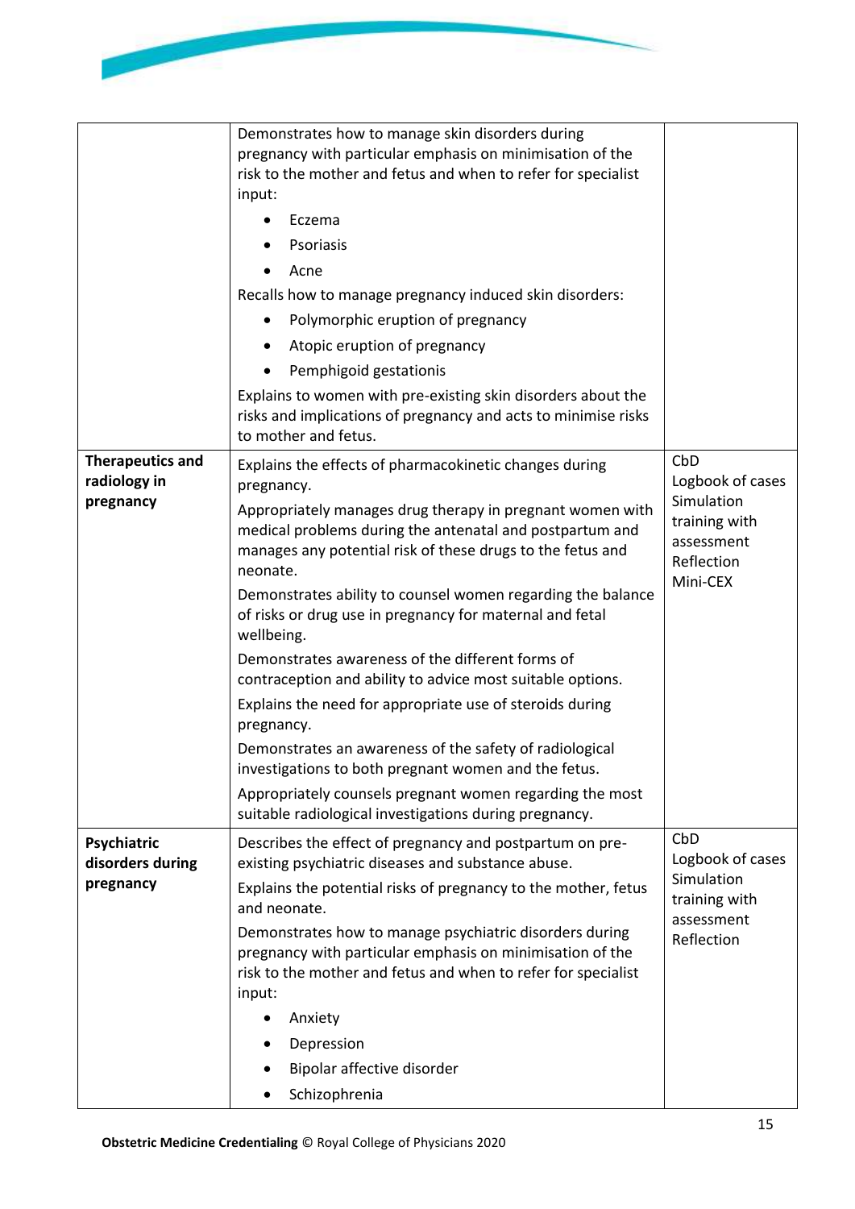| | | |
|---|---|---|
| | Demonstrates how to manage skin disorders during pregnancy with particular emphasis on minimisation of the risk to the mother and fetus and when to refer for specialist input:<br>• Eczema<br>• Psoriasis<br>• Acne<br>Recalls how to manage pregnancy induced skin disorders:<br>• Polymorphic eruption of pregnancy<br>• Atopic eruption of pregnancy<br>• Pemphigoid gestationis<br>Explains to women with pre-existing skin disorders about the risks and implications of pregnancy and acts to minimise risks to mother and fetus. | |
| **Therapeutics and radiology in pregnancy** | Explains the effects of pharmacokinetic changes during pregnancy.<br>Appropriately manages drug therapy in pregnant women with medical problems during the antenatal and postpartum and manages any potential risk of these drugs to the fetus and neonate.<br>Demonstrates ability to counsel women regarding the balance of risks or drug use in pregnancy for maternal and fetal wellbeing.<br>Demonstrates awareness of the different forms of contraception and ability to advice most suitable options.<br>Explains the need for appropriate use of steroids during pregnancy.<br>Demonstrates an awareness of the safety of radiological investigations to both pregnant women and the fetus.<br>Appropriately counsels pregnant women regarding the most suitable radiological investigations during pregnancy. | CbD<br>Logbook of cases<br>Simulation training with assessment<br>Reflection<br>Mini-CEX |
| **Psychiatric disorders during pregnancy** | Describes the effect of pregnancy and postpartum on pre-existing psychiatric diseases and substance abuse.<br>Explains the potential risks of pregnancy to the mother, fetus and neonate.<br>Demonstrates how to manage psychiatric disorders during pregnancy with particular emphasis on minimisation of the risk to the mother and fetus and when to refer for specialist input:<br>• Anxiety<br>• Depression<br>• Bipolar affective disorder<br>• Schizophrenia | CbD<br>Logbook of cases<br>Simulation training with assessment<br>Reflection |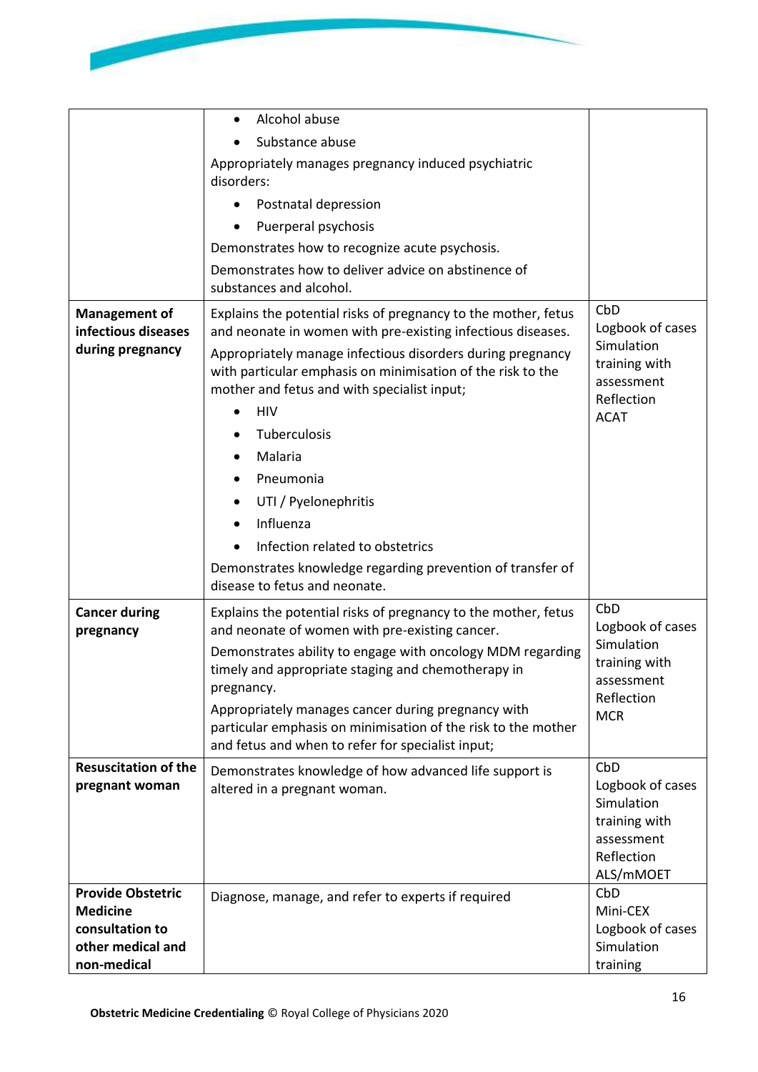| | | |
|---|---|---|
| | • Alcohol abuse<br>• Substance abuse<br>Appropriately manages pregnancy induced psychiatric disorders:<br>• Postnatal depression<br>• Puerperal psychosis<br>Demonstrates how to recognize acute psychosis.<br>Demonstrates how to deliver advice on abstinence of substances and alcohol. | |
| **Management of infectious diseases during pregnancy** | Explains the potential risks of pregnancy to the mother, fetus and neonate in women with pre-existing infectious diseases.<br>Appropriately manage infectious disorders during pregnancy with particular emphasis on minimisation of the risk to the mother and fetus and with specialist input;<br>• HIV<br>• Tuberculosis<br>• Malaria<br>• Pneumonia<br>• UTI / Pyelonephritis<br>• Influenza<br>• Infection related to obstetrics<br>Demonstrates knowledge regarding prevention of transfer of disease to fetus and neonate. | CbD<br>Logbook of cases<br>Simulation training with assessment<br>Reflection<br>ACAT |
| **Cancer during pregnancy** | Explains the potential risks of pregnancy to the mother, fetus and neonate of women with pre-existing cancer.<br>Demonstrates ability to engage with oncology MDM regarding timely and appropriate staging and chemotherapy in pregnancy.<br>Appropriately manages cancer during pregnancy with particular emphasis on minimisation of the risk to the mother and fetus and when to refer for specialist input; | CbD<br>Logbook of cases<br>Simulation training with assessment<br>Reflection<br>MCR |
| **Resuscitation of the pregnant woman** | Demonstrates knowledge of how advanced life support is altered in a pregnant woman. | CbD<br>Logbook of cases<br>Simulation training with assessment<br>Reflection<br>ALS/mMOET |
| **Provide Obstetric Medicine consultation to other medical and non-medical** | Diagnose, manage, and refer to experts if required | CbD<br>Mini-CEX<br>Logbook of cases<br>Simulation training |

**Obstetric Medicine Credentialing** © Royal College of Physicians 2020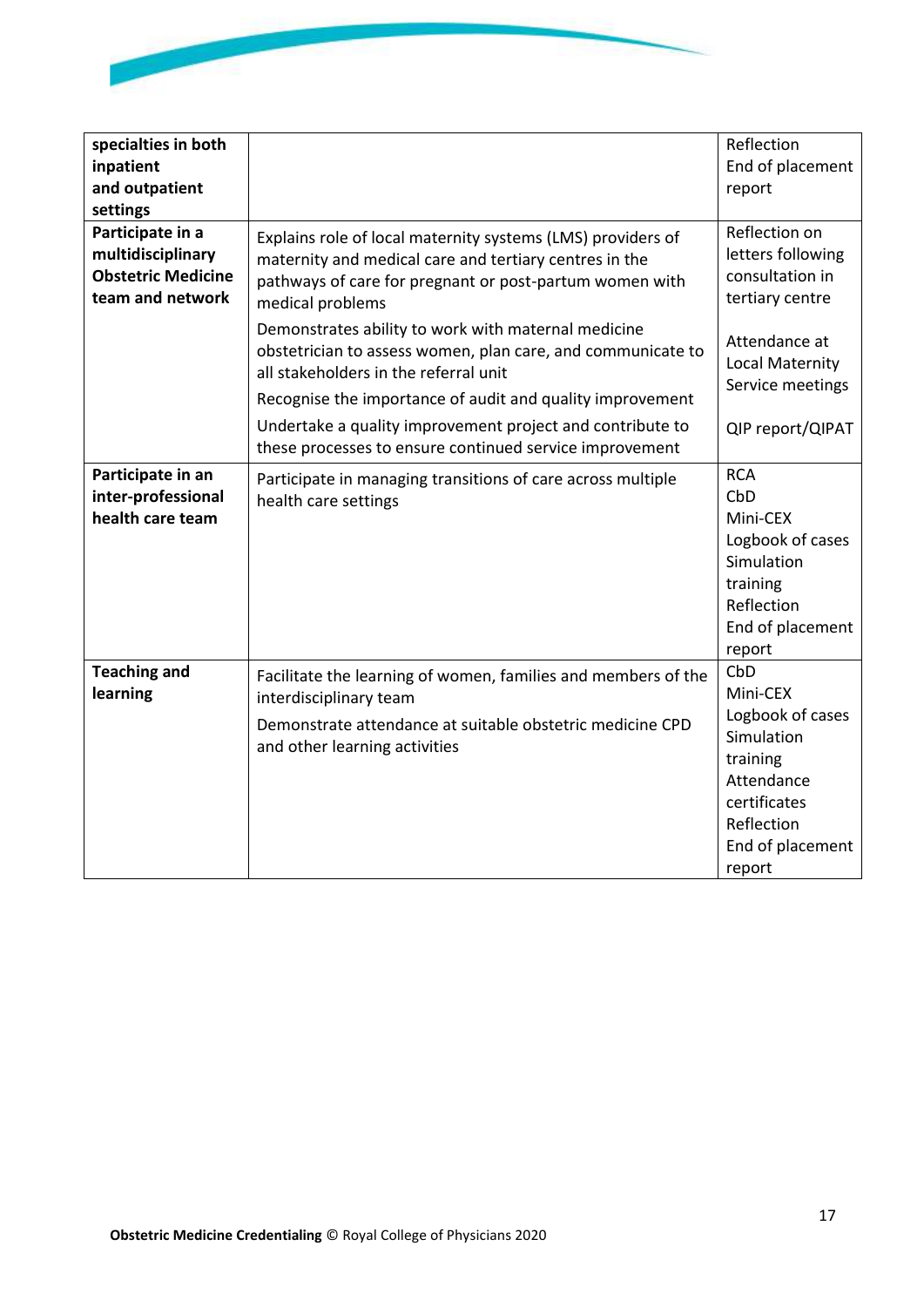| | | |
|---|---|---|
| **specialties in both inpatient and outpatient settings** | | Reflection<br>End of placement report |
| **Participate in a multidisciplinary Obstetric Medicine team and network** | Explains role of local maternity systems (LMS) providers of maternity and medical care and tertiary centres in the pathways of care for pregnant or post-partum women with medical problems<br>Demonstrates ability to work with maternal medicine obstetrician to assess women, plan care, and communicate to all stakeholders in the referral unit<br>Recognise the importance of audit and quality improvement<br>Undertake a quality improvement project and contribute to these processes to ensure continued service improvement | Reflection on letters following consultation in tertiary centre<br>Attendance at Local Maternity Service meetings<br>QIP report/QIPAT |
| **Participate in an inter-professional health care team** | Participate in managing transitions of care across multiple health care settings | RCA<br>CbD<br>Mini-CEX<br>Logbook of cases<br>Simulation training<br>Reflection<br>End of placement report |
| **Teaching and learning** | Facilitate the learning of women, families and members of the interdisciplinary team<br>Demonstrate attendance at suitable obstetric medicine CPD and other learning activities | CbD<br>Mini-CEX<br>Logbook of cases<br>Simulation training<br>Attendance certificates<br>Reflection<br>End of placement report |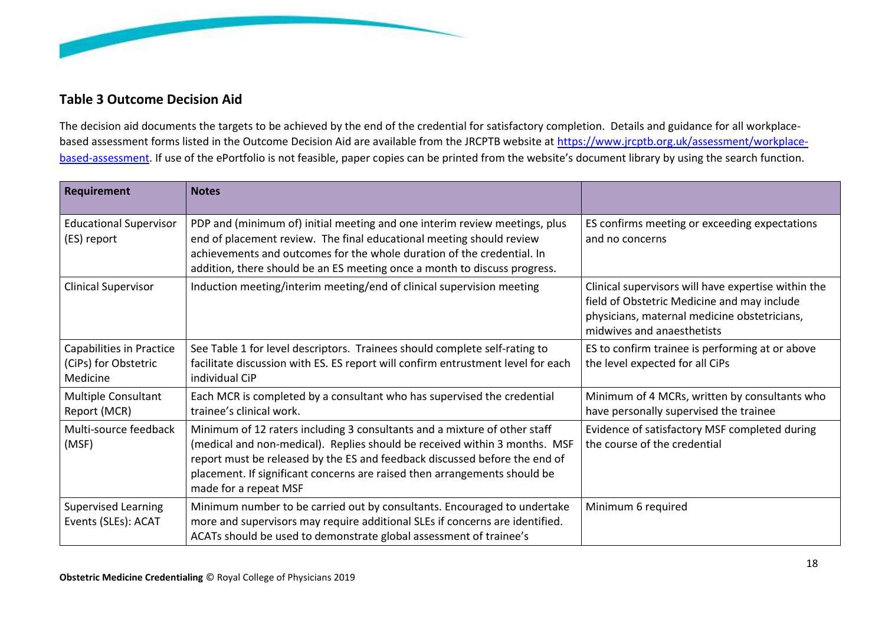### Table 3 Outcome Decision Aid

The decision aid documents the targets to be achieved by the end of the credential for satisfactory completion. Details and guidance for all workplace-based assessment forms listed in the Outcome Decision Aid are available from the JRCPTB website at [https://www.jrcptb.org.uk/assessment/workplace-based-assessment](https://www.jrcptb.org.uk/assessment/workplace-based-assessment). If use of the ePortfolio is not feasible, paper copies can be printed from the website's document library by using the search function.

| Requirement | Notes | |
|---|---|---|
| Educational Supervisor (ES) report | PDP and (minimum of) initial meeting and one interim review meetings, plus end of placement review. The final educational meeting should review achievements and outcomes for the whole duration of the credential. In addition, there should be an ES meeting once a month to discuss progress. | ES confirms meeting or exceeding expectations and no concerns |
| Clinical Supervisor | Induction meeting/interim meeting/end of clinical supervision meeting | Clinical supervisors will have expertise within the field of Obstetric Medicine and may include physicians, maternal medicine obstetricians, midwives and anaesthetists |
| Capabilities in Practice (CiPs) for Obstetric Medicine | See Table 1 for level descriptors. Trainees should complete self-rating to facilitate discussion with ES. ES report will confirm entrustment level for each individual CiP | ES to confirm trainee is performing at or above the level expected for all CiPs |
| Multiple Consultant Report (MCR) | Each MCR is completed by a consultant who has supervised the credential trainee's clinical work. | Minimum of 4 MCRs, written by consultants who have personally supervised the trainee |
| Multi-source feedback (MSF) | Minimum of 12 raters including 3 consultants and a mixture of other staff (medical and non-medical). Replies should be received within 3 months. MSF report must be released by the ES and feedback discussed before the end of placement. If significant concerns are raised then arrangements should be made for a repeat MSF | Evidence of satisfactory MSF completed during the course of the credential |
| Supervised Learning Events (SLEs): ACAT | Minimum number to be carried out by consultants. Encouraged to undertake more and supervisors may require additional SLEs if concerns are identified. ACATs should be used to demonstrate global assessment of trainee's | Minimum 6 required |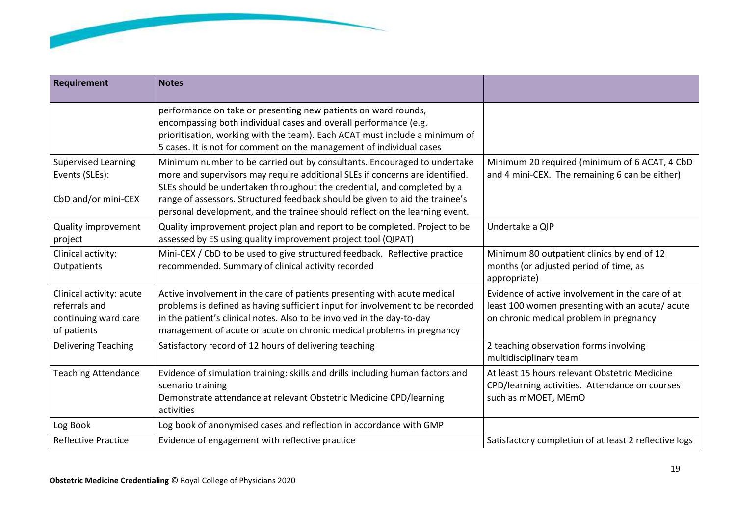| Requirement | Notes | |
|---|---|---|
| | performance on take or presenting new patients on ward rounds, encompassing both individual cases and overall performance (e.g. prioritisation, working with the team). Each ACAT must include a minimum of 5 cases. It is not for comment on the management of individual cases | |
| Supervised Learning Events (SLEs):<br><br>CbD and/or mini-CEX | Minimum number to be carried out by consultants. Encouraged to undertake more and supervisors may require additional SLEs if concerns are identified. SLEs should be undertaken throughout the credential, and completed by a range of assessors. Structured feedback should be given to aid the trainee's personal development, and the trainee should reflect on the learning event. | Minimum 20 required (minimum of 6 ACAT, 4 CbD and 4 mini-CEX. The remaining 6 can be either) |
| Quality improvement project | Quality improvement project plan and report to be completed. Project to be assessed by ES using quality improvement project tool (QIPAT) | Undertake a QIP |
| Clinical activity: Outpatients | Mini-CEX / CbD to be used to give structured feedback. Reflective practice recommended. Summary of clinical activity recorded | Minimum 80 outpatient clinics by end of 12 months (or adjusted period of time, as appropriate) |
| Clinical activity: acute referrals and continuing ward care of patients | Active involvement in the care of patients presenting with acute medical problems is defined as having sufficient input for involvement to be recorded in the patient's clinical notes. Also to be involved in the day-to-day management of acute or acute on chronic medical problems in pregnancy | Evidence of active involvement in the care of at least 100 women presenting with an acute/ acute on chronic medical problem in pregnancy |
| Delivering Teaching | Satisfactory record of 12 hours of delivering teaching | 2 teaching observation forms involving multidisciplinary team |
| Teaching Attendance | Evidence of simulation training: skills and drills including human factors and scenario training<br>Demonstrate attendance at relevant Obstetric Medicine CPD/learning activities | At least 15 hours relevant Obstetric Medicine CPD/learning activities. Attendance on courses such as mMOET, MEmO |
| Log Book | Log book of anonymised cases and reflection in accordance with GMP | |
| Reflective Practice | Evidence of engagement with reflective practice | Satisfactory completion of at least 2 reflective logs |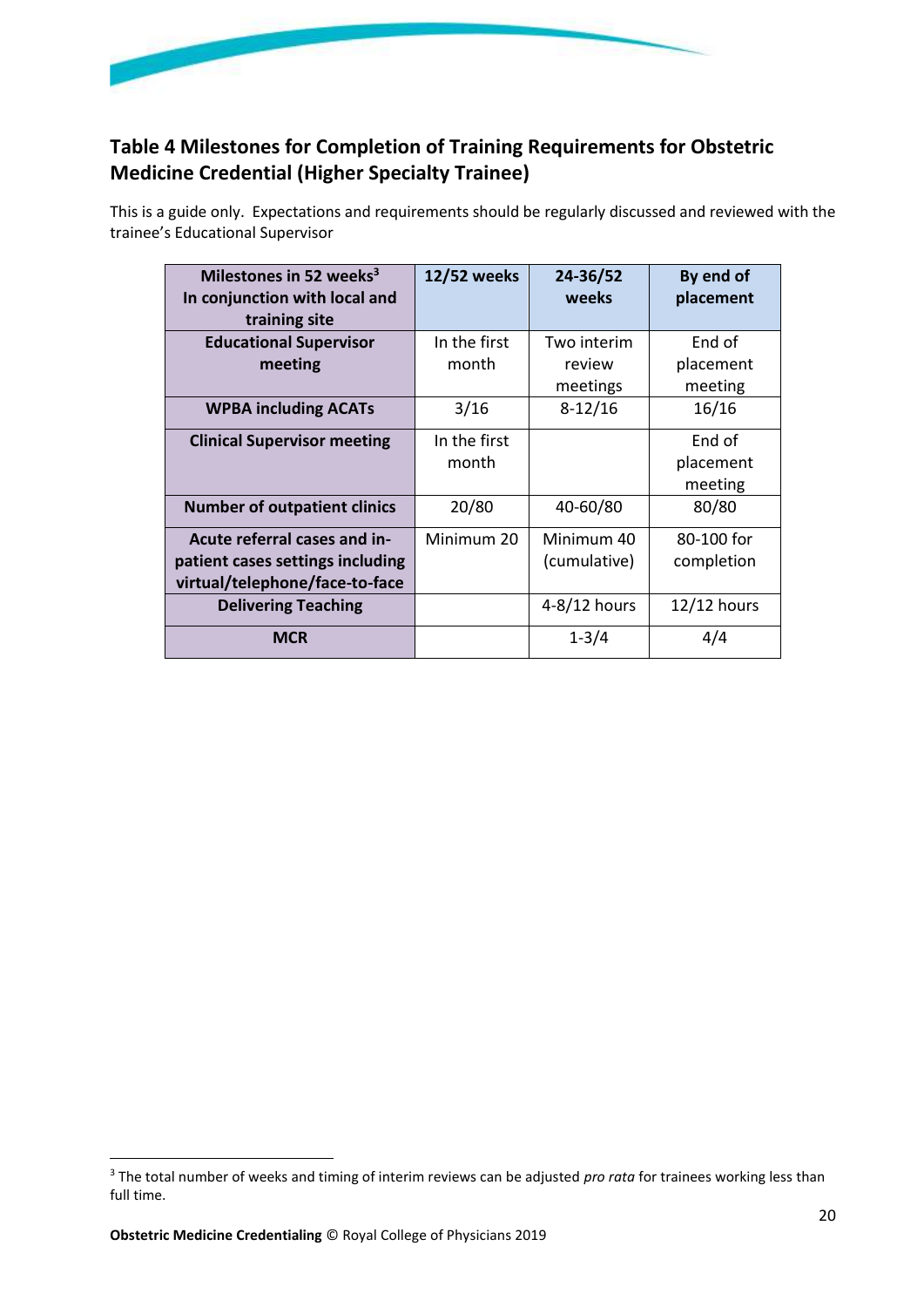## Table 4 Milestones for Completion of Training Requirements for Obstetric Medicine Credential (Higher Specialty Trainee)

This is a guide only. Expectations and requirements should be regularly discussed and reviewed with the trainee's Educational Supervisor

| Milestones in 52 weeks[3] In conjunction with local and training site | 12/52 weeks | 24-36/52 weeks | By end of placement |
|---|---|---|---|
| **Educational Supervisor meeting** | In the first month | Two interim review meetings | End of placement meeting |
| **WPBA including ACATs** | 3/16 | 8-12/16 | 16/16 |
| **Clinical Supervisor meeting** | In the first month | | End of placement meeting |
| **Number of outpatient clinics** | 20/80 | 40-60/80 | 80/80 |
| **Acute referral cases and in-patient cases settings including virtual/telephone/face-to-face** | Minimum 20 | Minimum 40 (cumulative) | 80-100 for completion |
| **Delivering Teaching** | | 4-8/12 hours | 12/12 hours |
| **MCR** | | 1-3/4 | 4/4 |

[3] The total number of weeks and timing of interim reviews can be adjusted *pro rata* for trainees working less than full time.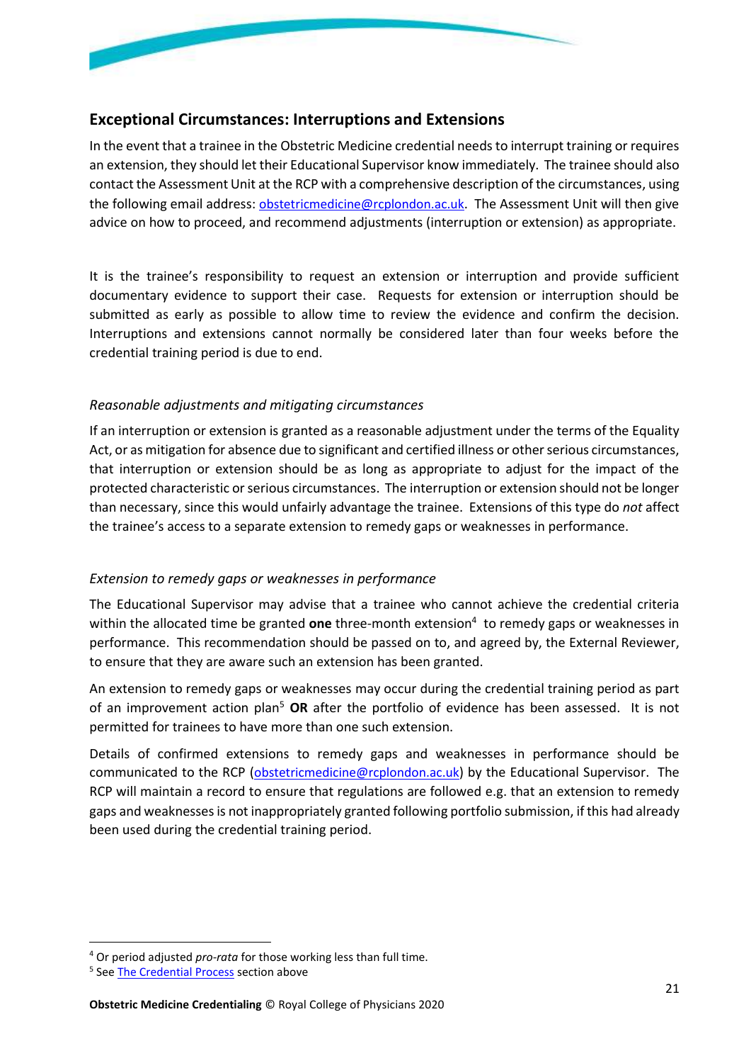## Exceptional Circumstances: Interruptions and Extensions

In the event that a trainee in the Obstetric Medicine credential needs to interrupt training or requires an extension, they should let their Educational Supervisor know immediately. The trainee should also contact the Assessment Unit at the RCP with a comprehensive description of the circumstances, using the following email address: obstetricmedicine@rcplondon.ac.uk. The Assessment Unit will then give advice on how to proceed, and recommend adjustments (interruption or extension) as appropriate.

It is the trainee's responsibility to request an extension or interruption and provide sufficient documentary evidence to support their case. Requests for extension or interruption should be submitted as early as possible to allow time to review the evidence and confirm the decision. Interruptions and extensions cannot normally be considered later than four weeks before the credential training period is due to end.

### *Reasonable adjustments and mitigating circumstances*

If an interruption or extension is granted as a reasonable adjustment under the terms of the Equality Act, or as mitigation for absence due to significant and certified illness or other serious circumstances, that interruption or extension should be as long as appropriate to adjust for the impact of the protected characteristic or serious circumstances. The interruption or extension should not be longer than necessary, since this would unfairly advantage the trainee. Extensions of this type do *not* affect the trainee's access to a separate extension to remedy gaps or weaknesses in performance.

### *Extension to remedy gaps or weaknesses in performance*

The Educational Supervisor may advise that a trainee who cannot achieve the credential criteria within the allocated time be granted **one** three-month extension[4] to remedy gaps or weaknesses in performance. This recommendation should be passed on to, and agreed by, the External Reviewer, to ensure that they are aware such an extension has been granted.

An extension to remedy gaps or weaknesses may occur during the credential training period as part of an improvement action plan[5] **OR** after the portfolio of evidence has been assessed. It is not permitted for trainees to have more than one such extension.

Details of confirmed extensions to remedy gaps and weaknesses in performance should be communicated to the RCP (obstetricmedicine@rcplondon.ac.uk) by the Educational Supervisor. The RCP will maintain a record to ensure that regulations are followed e.g. that an extension to remedy gaps and weaknesses is not inappropriately granted following portfolio submission, if this had already been used during the credential training period.

---

[4] Or period adjusted *pro-rata* for those working less than full time.

[5] See The Credential Process section above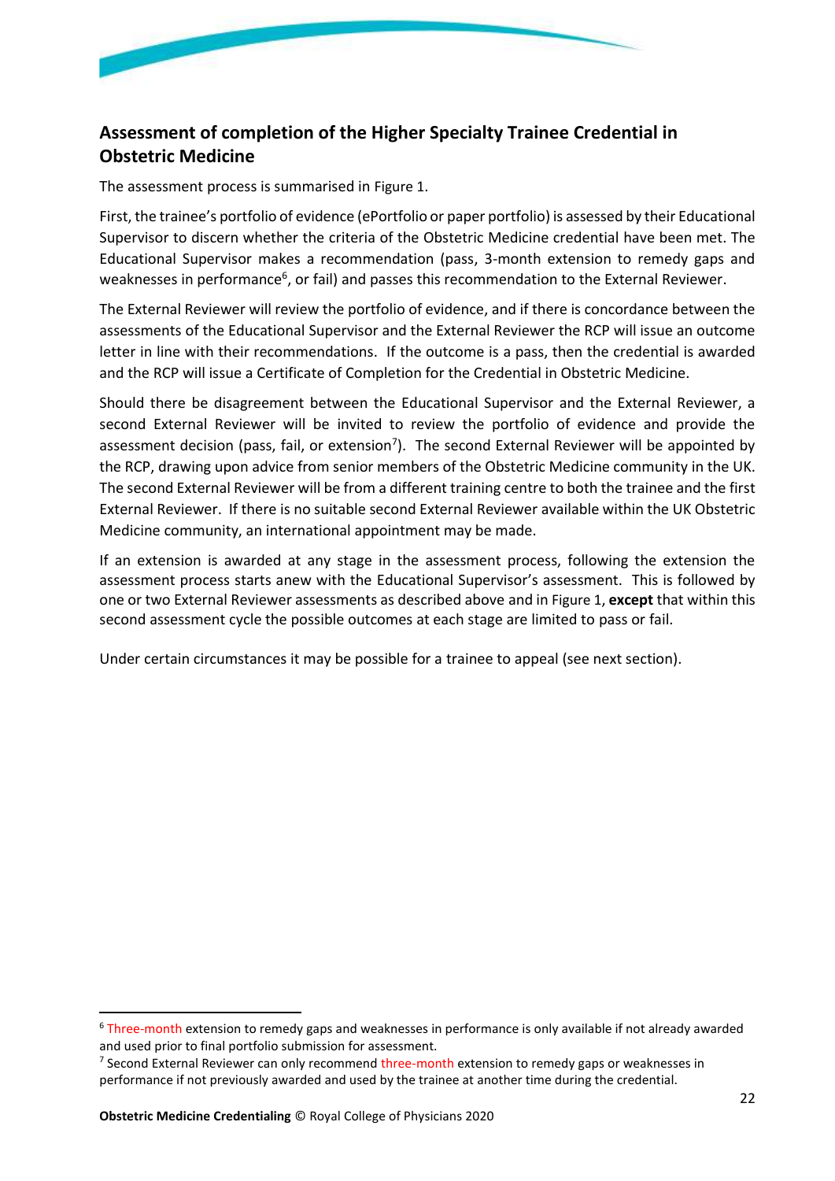## Assessment of completion of the Higher Specialty Trainee Credential in Obstetric Medicine

The assessment process is summarised in Figure 1.

First, the trainee's portfolio of evidence (ePortfolio or paper portfolio) is assessed by their Educational Supervisor to discern whether the criteria of the Obstetric Medicine credential have been met. The Educational Supervisor makes a recommendation (pass, 3-month extension to remedy gaps and weaknesses in performance[6], or fail) and passes this recommendation to the External Reviewer.

The External Reviewer will review the portfolio of evidence, and if there is concordance between the assessments of the Educational Supervisor and the External Reviewer the RCP will issue an outcome letter in line with their recommendations. If the outcome is a pass, then the credential is awarded and the RCP will issue a Certificate of Completion for the Credential in Obstetric Medicine.

Should there be disagreement between the Educational Supervisor and the External Reviewer, a second External Reviewer will be invited to review the portfolio of evidence and provide the assessment decision (pass, fail, or extension[7]). The second External Reviewer will be appointed by the RCP, drawing upon advice from senior members of the Obstetric Medicine community in the UK. The second External Reviewer will be from a different training centre to both the trainee and the first External Reviewer. If there is no suitable second External Reviewer available within the UK Obstetric Medicine community, an international appointment may be made.

If an extension is awarded at any stage in the assessment process, following the extension the assessment process starts anew with the Educational Supervisor's assessment. This is followed by one or two External Reviewer assessments as described above and in Figure 1, **except** that within this second assessment cycle the possible outcomes at each stage are limited to pass or fail.

Under certain circumstances it may be possible for a trainee to appeal (see next section).

---

[6] Three-month extension to remedy gaps and weaknesses in performance is only available if not already awarded and used prior to final portfolio submission for assessment.

[7] Second External Reviewer can only recommend three-month extension to remedy gaps or weaknesses in performance if not previously awarded and used by the trainee at another time during the credential.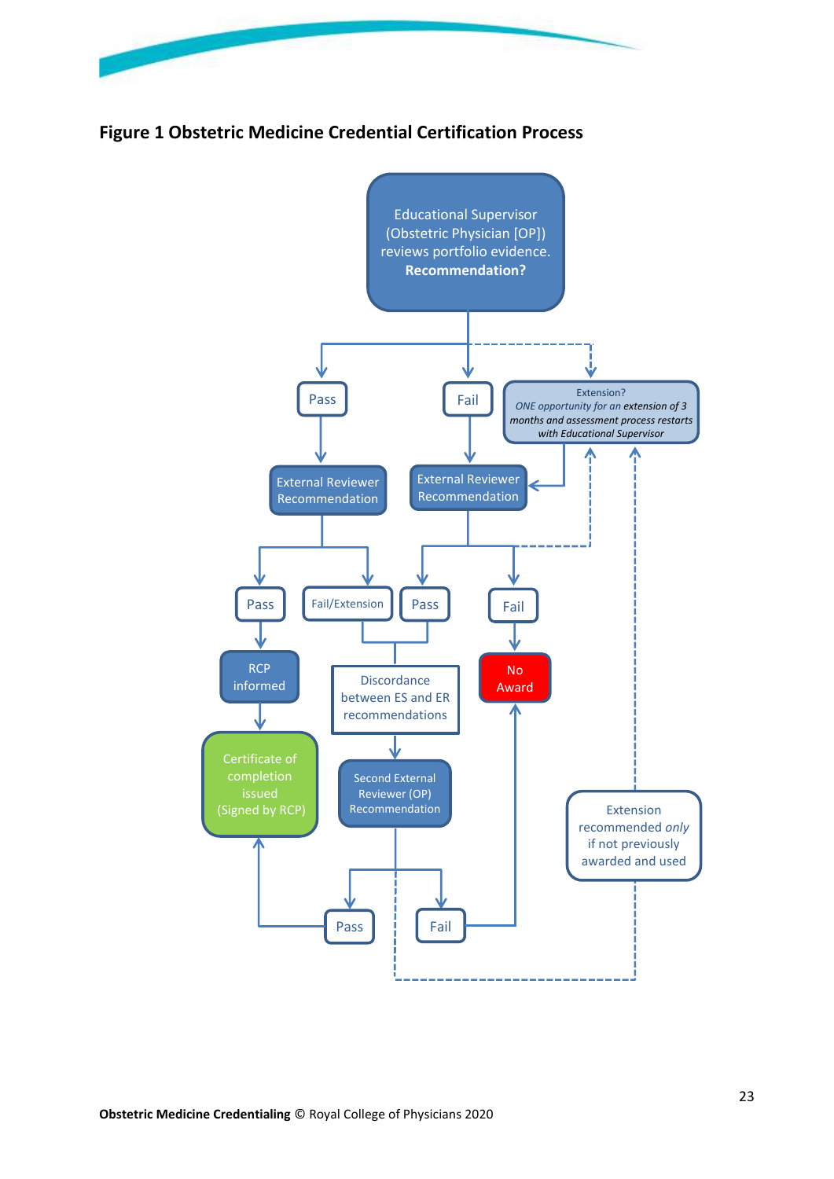**Figure 1 Obstetric Medicine Credential Certification Process**

Educational Supervisor (Obstetric Physician [OP]) reviews portfolio evidence. **Recommendation?**

Pass

Fail

Extension? *ONE opportunity for an* extension of 3 *months and assessment process restarts with Educational Supervisor*

External Reviewer Recommendation

External Reviewer Recommendation

Pass

Fail/Extension

Pass

Fail

RCP informed

Discordance between ES and ER recommendations

No Award

Certificate of completion issued (Signed by RCP)

Second External Reviewer (OP) Recommendation

Extension recommended *only* if not previously awarded and used

Pass

Fail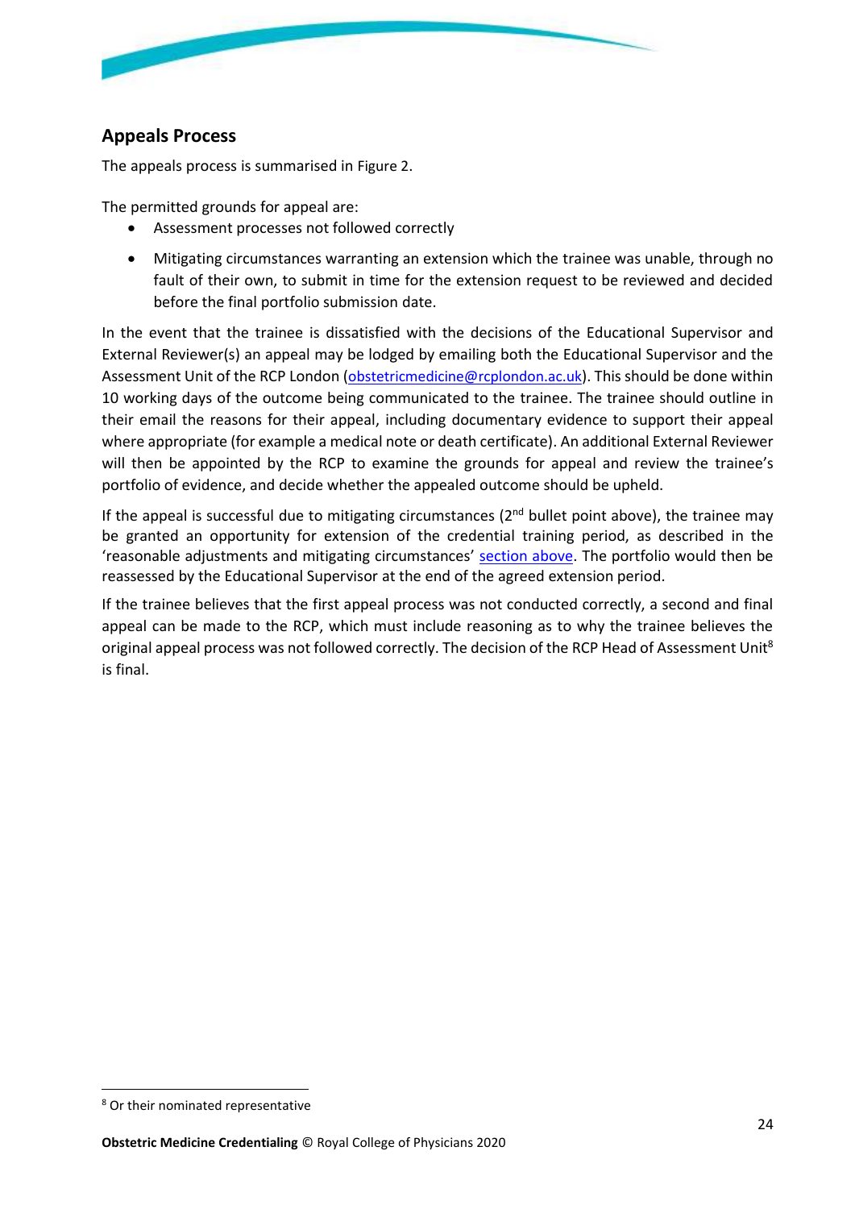## Appeals Process

The appeals process is summarised in Figure 2.

The permitted grounds for appeal are:

- Assessment processes not followed correctly
- Mitigating circumstances warranting an extension which the trainee was unable, through no fault of their own, to submit in time for the extension request to be reviewed and decided before the final portfolio submission date.

In the event that the trainee is dissatisfied with the decisions of the Educational Supervisor and External Reviewer(s) an appeal may be lodged by emailing both the Educational Supervisor and the Assessment Unit of the RCP London (obstetricmedicine@rcplondon.ac.uk). This should be done within 10 working days of the outcome being communicated to the trainee. The trainee should outline in their email the reasons for their appeal, including documentary evidence to support their appeal where appropriate (for example a medical note or death certificate). An additional External Reviewer will then be appointed by the RCP to examine the grounds for appeal and review the trainee's portfolio of evidence, and decide whether the appealed outcome should be upheld.

If the appeal is successful due to mitigating circumstances (2nd bullet point above), the trainee may be granted an opportunity for extension of the credential training period, as described in the 'reasonable adjustments and mitigating circumstances' section above. The portfolio would then be reassessed by the Educational Supervisor at the end of the agreed extension period.

If the trainee believes that the first appeal process was not conducted correctly, a second and final appeal can be made to the RCP, which must include reasoning as to why the trainee believes the original appeal process was not followed correctly. The decision of the RCP Head of Assessment Unit[8] is final.

[8] Or their nominated representative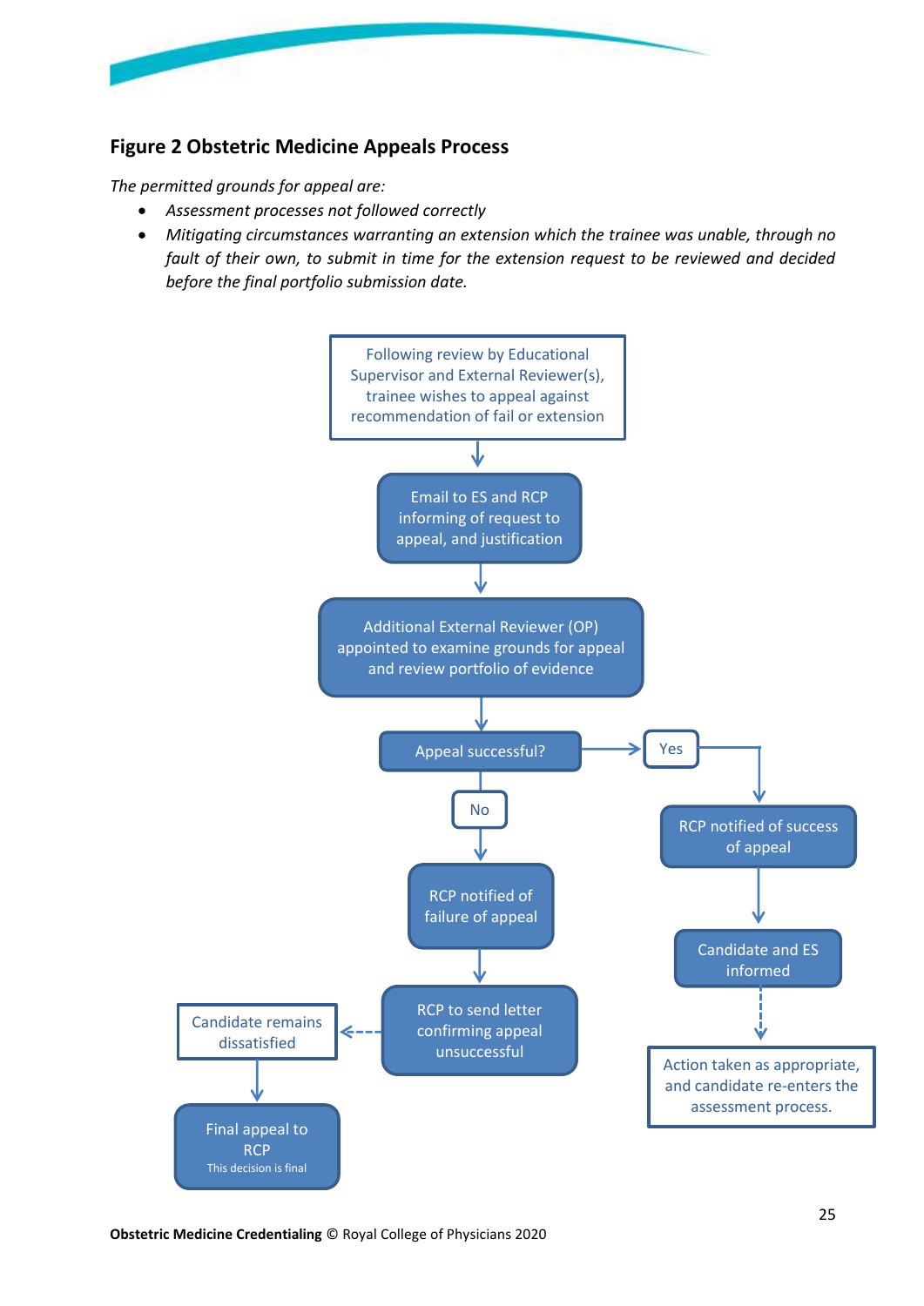## Figure 2 Obstetric Medicine Appeals Process

*The permitted grounds for appeal are:*

- *Assessment processes not followed correctly*
- *Mitigating circumstances warranting an extension which the trainee was unable, through no fault of their own, to submit in time for the extension request to be reviewed and decided before the final portfolio submission date.*

Following review by Educational Supervisor and External Reviewer(s), trainee wishes to appeal against recommendation of fail or extension

↓

Email to ES and RCP informing of request to appeal, and justification

↓

Additional External Reviewer (OP) appointed to examine grounds for appeal and review portfolio of evidence

↓

Appeal successful?

**Yes** → RCP notified of success of appeal → Candidate and ES informed → Action taken as appropriate, and candidate re-enters the assessment process.

**No** → RCP notified of failure of appeal → RCP to send letter confirming appeal unsuccessful → Candidate remains dissatisfied → Final appeal to RCP (This decision is final)

**Obstetric Medicine Credentialing** © Royal College of Physicians 2020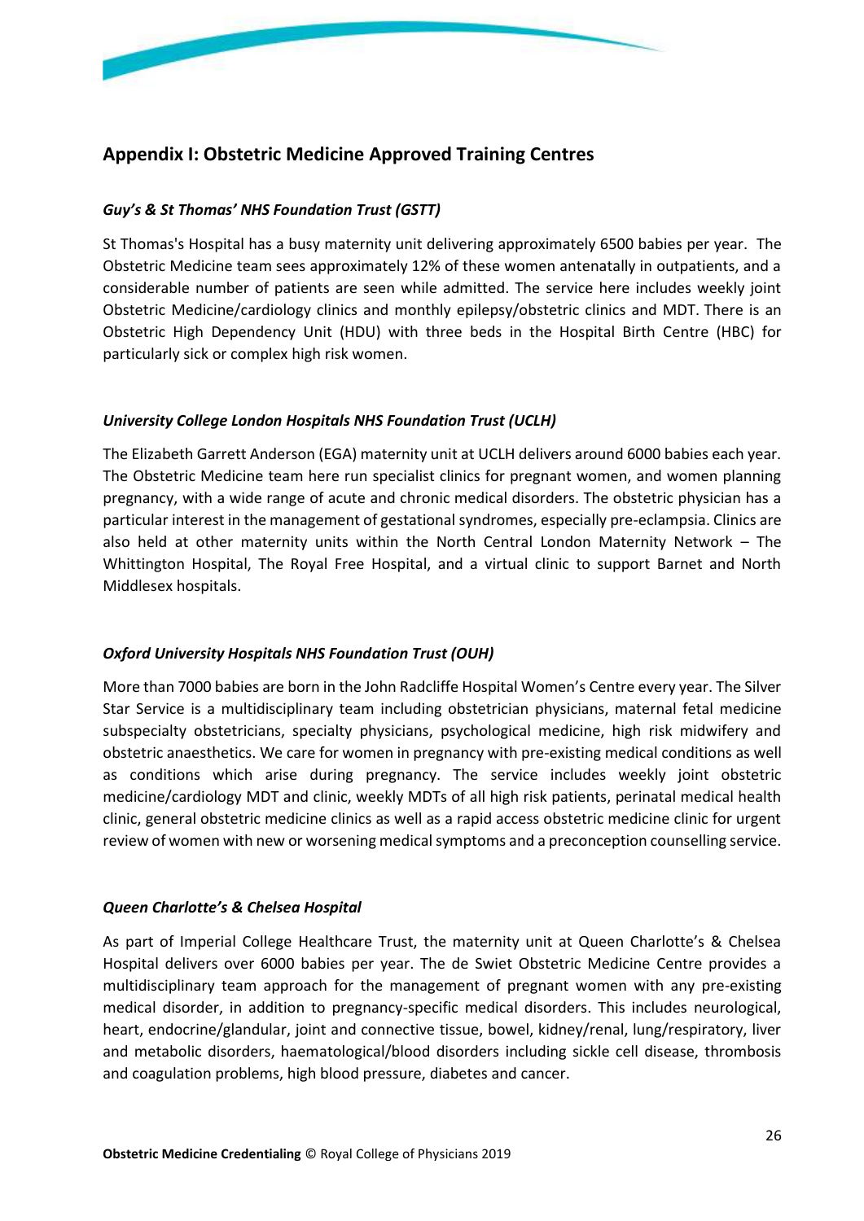## Appendix I: Obstetric Medicine Approved Training Centres

### *Guy's & St Thomas' NHS Foundation Trust (GSTT)*

St Thomas's Hospital has a busy maternity unit delivering approximately 6500 babies per year. The Obstetric Medicine team sees approximately 12% of these women antenatally in outpatients, and a considerable number of patients are seen while admitted. The service here includes weekly joint Obstetric Medicine/cardiology clinics and monthly epilepsy/obstetric clinics and MDT. There is an Obstetric High Dependency Unit (HDU) with three beds in the Hospital Birth Centre (HBC) for particularly sick or complex high risk women.

### *University College London Hospitals NHS Foundation Trust (UCLH)*

The Elizabeth Garrett Anderson (EGA) maternity unit at UCLH delivers around 6000 babies each year. The Obstetric Medicine team here run specialist clinics for pregnant women, and women planning pregnancy, with a wide range of acute and chronic medical disorders. The obstetric physician has a particular interest in the management of gestational syndromes, especially pre-eclampsia. Clinics are also held at other maternity units within the North Central London Maternity Network – The Whittington Hospital, The Royal Free Hospital, and a virtual clinic to support Barnet and North Middlesex hospitals.

### *Oxford University Hospitals NHS Foundation Trust (OUH)*

More than 7000 babies are born in the John Radcliffe Hospital Women's Centre every year. The Silver Star Service is a multidisciplinary team including obstetrician physicians, maternal fetal medicine subspecialty obstetricians, specialty physicians, psychological medicine, high risk midwifery and obstetric anaesthetics. We care for women in pregnancy with pre-existing medical conditions as well as conditions which arise during pregnancy. The service includes weekly joint obstetric medicine/cardiology MDT and clinic, weekly MDTs of all high risk patients, perinatal medical health clinic, general obstetric medicine clinics as well as a rapid access obstetric medicine clinic for urgent review of women with new or worsening medical symptoms and a preconception counselling service.

### *Queen Charlotte's & Chelsea Hospital*

As part of Imperial College Healthcare Trust, the maternity unit at Queen Charlotte's & Chelsea Hospital delivers over 6000 babies per year. The de Swiet Obstetric Medicine Centre provides a multidisciplinary team approach for the management of pregnant women with any pre-existing medical disorder, in addition to pregnancy-specific medical disorders. This includes neurological, heart, endocrine/glandular, joint and connective tissue, bowel, kidney/renal, lung/respiratory, liver and metabolic disorders, haematological/blood disorders including sickle cell disease, thrombosis and coagulation problems, high blood pressure, diabetes and cancer.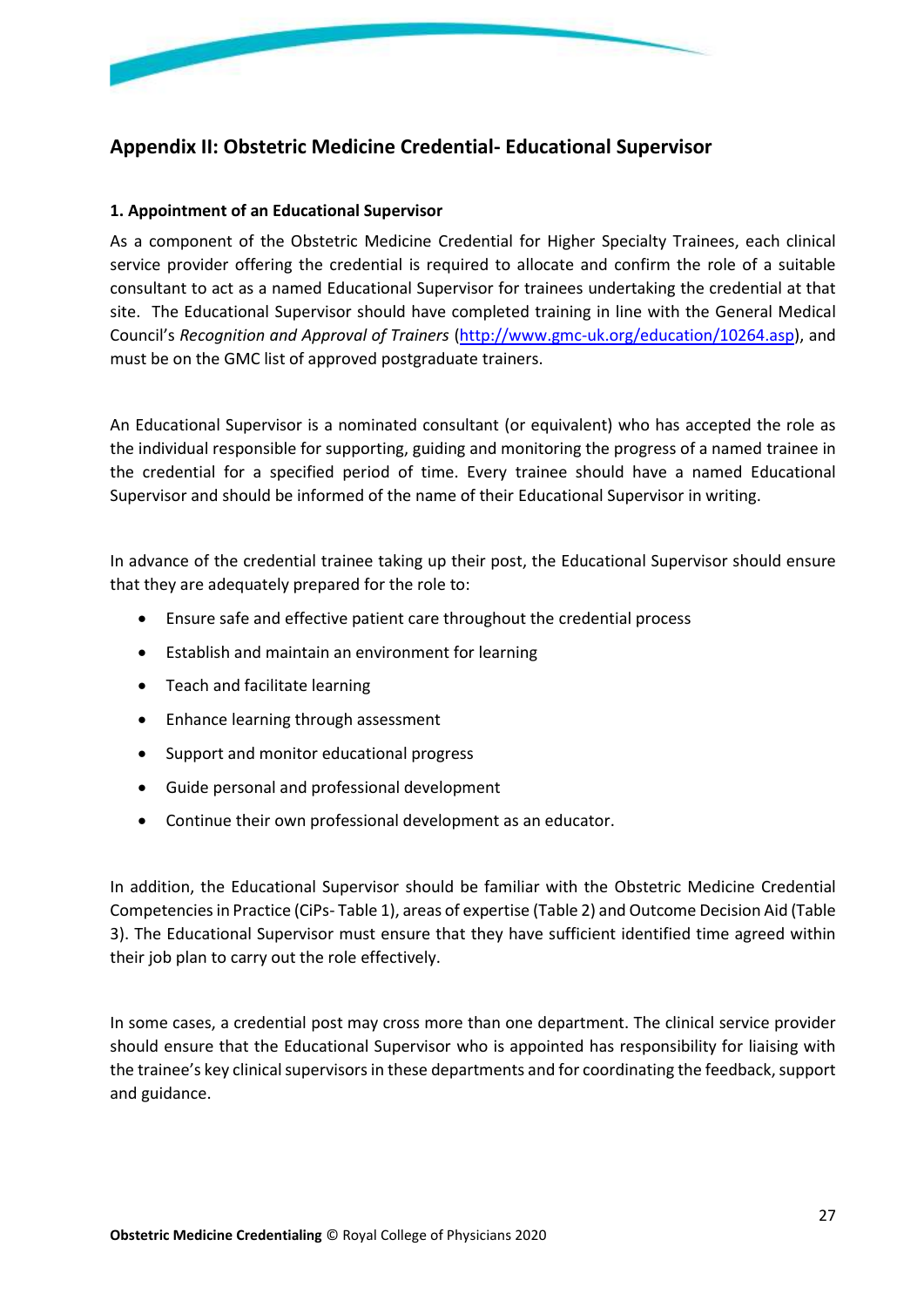## Appendix II: Obstetric Medicine Credential- Educational Supervisor

### 1. Appointment of an Educational Supervisor

As a component of the Obstetric Medicine Credential for Higher Specialty Trainees, each clinical service provider offering the credential is required to allocate and confirm the role of a suitable consultant to act as a named Educational Supervisor for trainees undertaking the credential at that site. The Educational Supervisor should have completed training in line with the General Medical Council's *Recognition and Approval of Trainers* (http://www.gmc-uk.org/education/10264.asp), and must be on the GMC list of approved postgraduate trainers.

An Educational Supervisor is a nominated consultant (or equivalent) who has accepted the role as the individual responsible for supporting, guiding and monitoring the progress of a named trainee in the credential for a specified period of time. Every trainee should have a named Educational Supervisor and should be informed of the name of their Educational Supervisor in writing.

In advance of the credential trainee taking up their post, the Educational Supervisor should ensure that they are adequately prepared for the role to:

- Ensure safe and effective patient care throughout the credential process
- Establish and maintain an environment for learning
- Teach and facilitate learning
- Enhance learning through assessment
- Support and monitor educational progress
- Guide personal and professional development
- Continue their own professional development as an educator.

In addition, the Educational Supervisor should be familiar with the Obstetric Medicine Credential Competencies in Practice (CiPs- Table 1), areas of expertise (Table 2) and Outcome Decision Aid (Table 3). The Educational Supervisor must ensure that they have sufficient identified time agreed within their job plan to carry out the role effectively.

In some cases, a credential post may cross more than one department. The clinical service provider should ensure that the Educational Supervisor who is appointed has responsibility for liaising with the trainee's key clinical supervisors in these departments and for coordinating the feedback, support and guidance.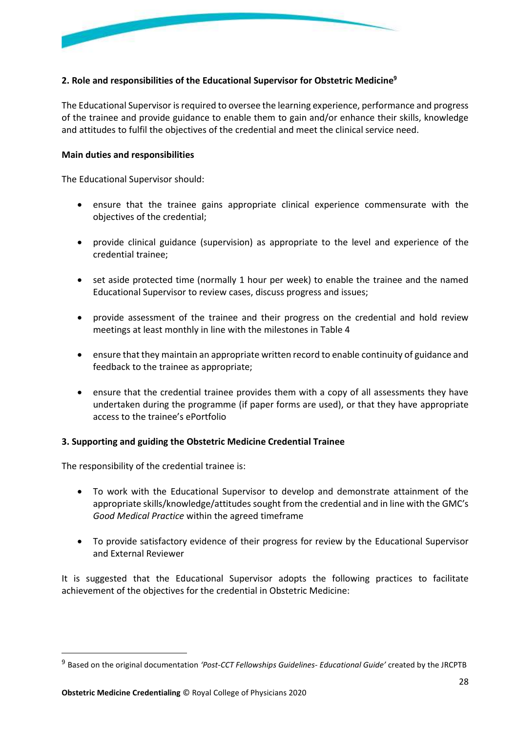## 2. Role and responsibilities of the Educational Supervisor for Obstetric Medicine[9]

The Educational Supervisor is required to oversee the learning experience, performance and progress of the trainee and provide guidance to enable them to gain and/or enhance their skills, knowledge and attitudes to fulfil the objectives of the credential and meet the clinical service need.

**Main duties and responsibilities**

The Educational Supervisor should:

- ensure that the trainee gains appropriate clinical experience commensurate with the objectives of the credential;
- provide clinical guidance (supervision) as appropriate to the level and experience of the credential trainee;
- set aside protected time (normally 1 hour per week) to enable the trainee and the named Educational Supervisor to review cases, discuss progress and issues;
- provide assessment of the trainee and their progress on the credential and hold review meetings at least monthly in line with the milestones in Table 4
- ensure that they maintain an appropriate written record to enable continuity of guidance and feedback to the trainee as appropriate;
- ensure that the credential trainee provides them with a copy of all assessments they have undertaken during the programme (if paper forms are used), or that they have appropriate access to the trainee's ePortfolio

## 3. Supporting and guiding the Obstetric Medicine Credential Trainee

The responsibility of the credential trainee is:

- To work with the Educational Supervisor to develop and demonstrate attainment of the appropriate skills/knowledge/attitudes sought from the credential and in line with the GMC's *Good Medical Practice* within the agreed timeframe
- To provide satisfactory evidence of their progress for review by the Educational Supervisor and External Reviewer

It is suggested that the Educational Supervisor adopts the following practices to facilitate achievement of the objectives for the credential in Obstetric Medicine:

---

[9] Based on the original documentation *'Post-CCT Fellowships Guidelines- Educational Guide'* created by the JRCPTB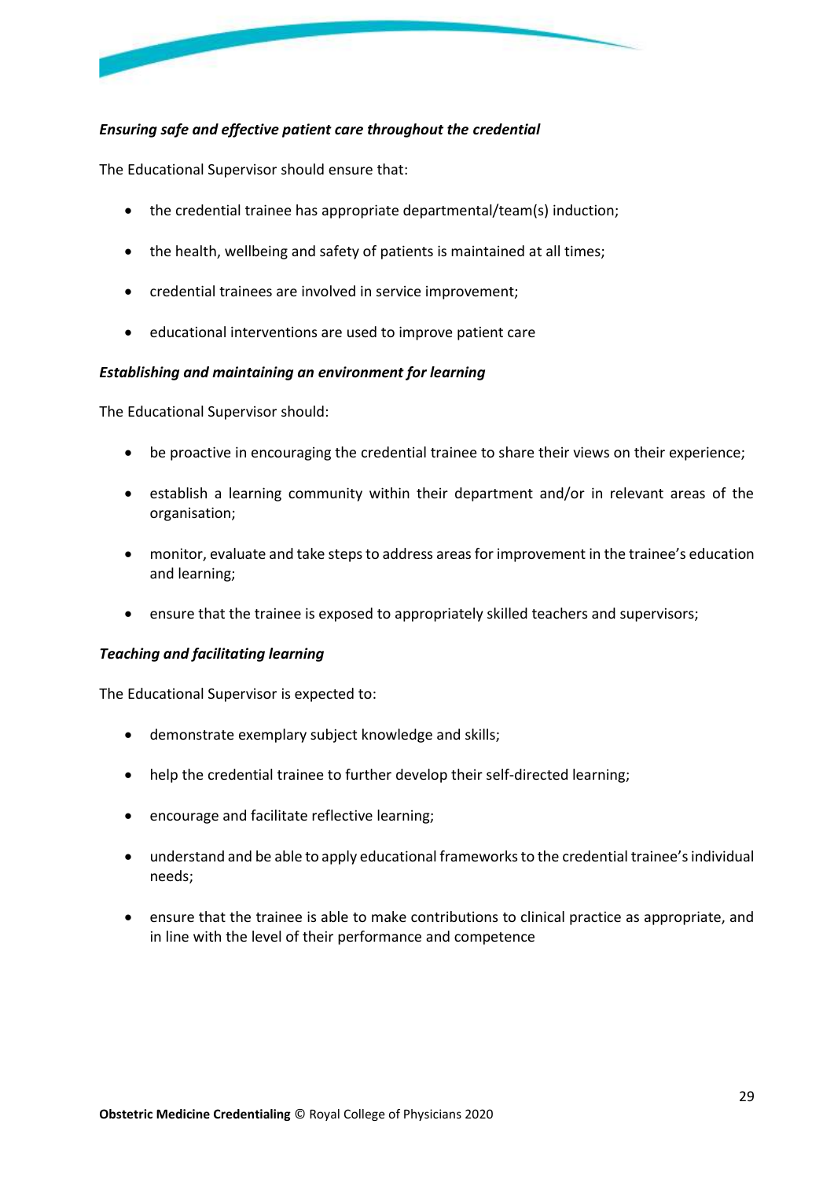***Ensuring safe and effective patient care throughout the credential***

The Educational Supervisor should ensure that:

- the credential trainee has appropriate departmental/team(s) induction;
- the health, wellbeing and safety of patients is maintained at all times;
- credential trainees are involved in service improvement;
- educational interventions are used to improve patient care

***Establishing and maintaining an environment for learning***

The Educational Supervisor should:

- be proactive in encouraging the credential trainee to share their views on their experience;
- establish a learning community within their department and/or in relevant areas of the organisation;
- monitor, evaluate and take steps to address areas for improvement in the trainee's education and learning;
- ensure that the trainee is exposed to appropriately skilled teachers and supervisors;

***Teaching and facilitating learning***

The Educational Supervisor is expected to:

- demonstrate exemplary subject knowledge and skills;
- help the credential trainee to further develop their self-directed learning;
- encourage and facilitate reflective learning;
- understand and be able to apply educational frameworks to the credential trainee's individual needs;
- ensure that the trainee is able to make contributions to clinical practice as appropriate, and in line with the level of their performance and competence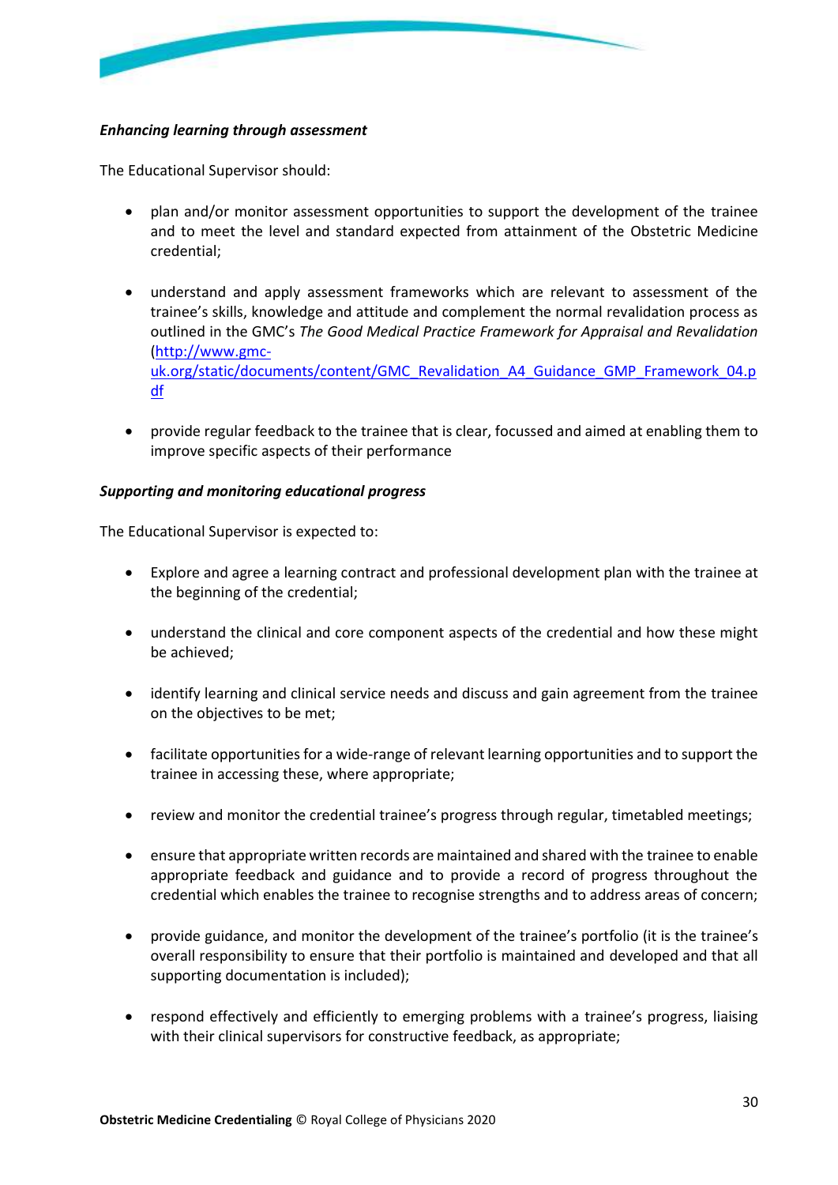***Enhancing learning through assessment***

The Educational Supervisor should:

- plan and/or monitor assessment opportunities to support the development of the trainee and to meet the level and standard expected from attainment of the Obstetric Medicine credential;

- understand and apply assessment frameworks which are relevant to assessment of the trainee's skills, knowledge and attitude and complement the normal revalidation process as outlined in the GMC's *The Good Medical Practice Framework for Appraisal and Revalidation* (http://www.gmc-uk.org/static/documents/content/GMC_Revalidation_A4_Guidance_GMP_Framework_04.pdf

- provide regular feedback to the trainee that is clear, focussed and aimed at enabling them to improve specific aspects of their performance

***Supporting and monitoring educational progress***

The Educational Supervisor is expected to:

- Explore and agree a learning contract and professional development plan with the trainee at the beginning of the credential;

- understand the clinical and core component aspects of the credential and how these might be achieved;

- identify learning and clinical service needs and discuss and gain agreement from the trainee on the objectives to be met;

- facilitate opportunities for a wide-range of relevant learning opportunities and to support the trainee in accessing these, where appropriate;

- review and monitor the credential trainee's progress through regular, timetabled meetings;

- ensure that appropriate written records are maintained and shared with the trainee to enable appropriate feedback and guidance and to provide a record of progress throughout the credential which enables the trainee to recognise strengths and to address areas of concern;

- provide guidance, and monitor the development of the trainee's portfolio (it is the trainee's overall responsibility to ensure that their portfolio is maintained and developed and that all supporting documentation is included);

- respond effectively and efficiently to emerging problems with a trainee's progress, liaising with their clinical supervisors for constructive feedback, as appropriate;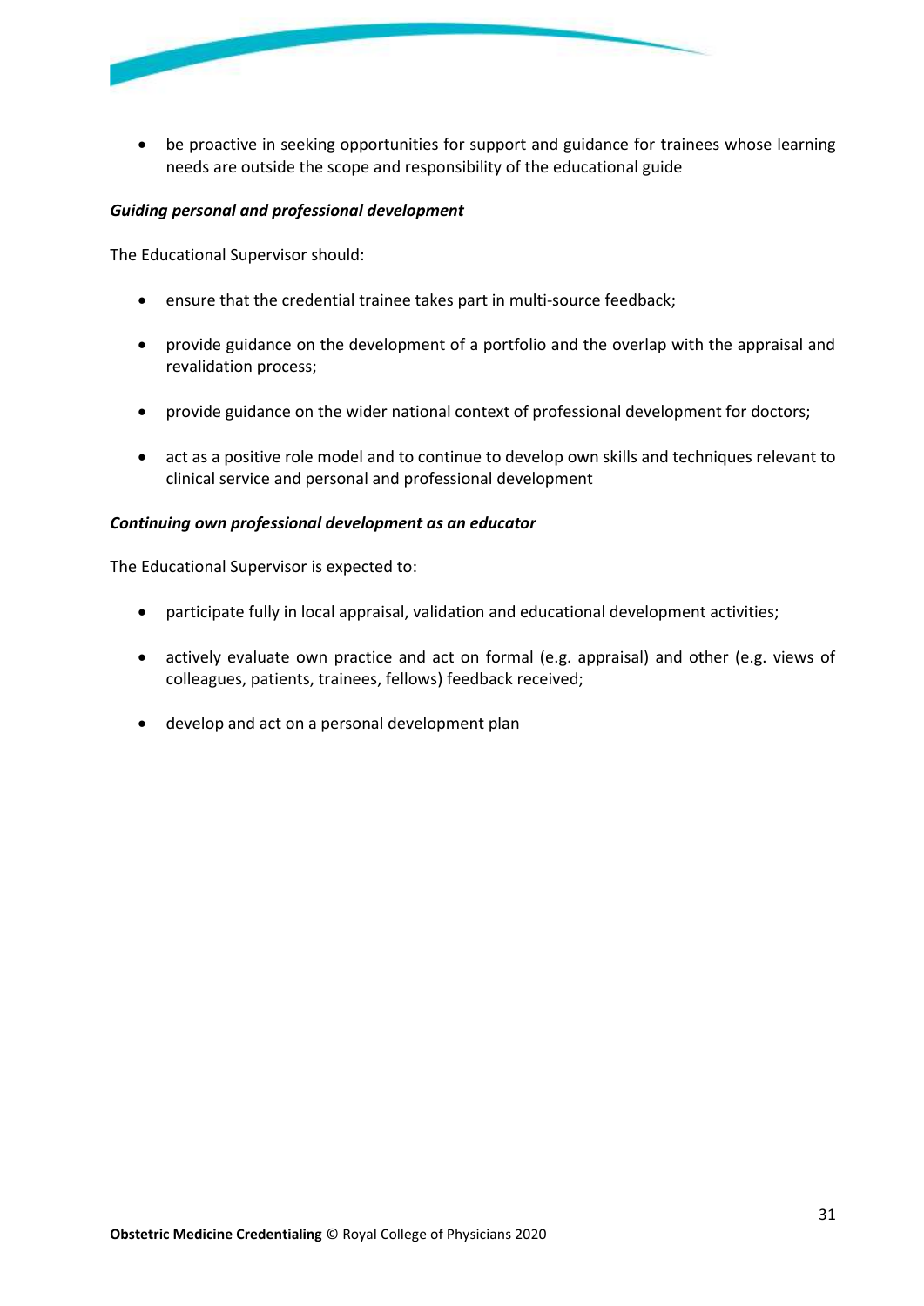- be proactive in seeking opportunities for support and guidance for trainees whose learning needs are outside the scope and responsibility of the educational guide

***Guiding personal and professional development***

The Educational Supervisor should:

- ensure that the credential trainee takes part in multi-source feedback;
- provide guidance on the development of a portfolio and the overlap with the appraisal and revalidation process;
- provide guidance on the wider national context of professional development for doctors;
- act as a positive role model and to continue to develop own skills and techniques relevant to clinical service and personal and professional development

***Continuing own professional development as an educator***

The Educational Supervisor is expected to:

- participate fully in local appraisal, validation and educational development activities;
- actively evaluate own practice and act on formal (e.g. appraisal) and other (e.g. views of colleagues, patients, trainees, fellows) feedback received;
- develop and act on a personal development plan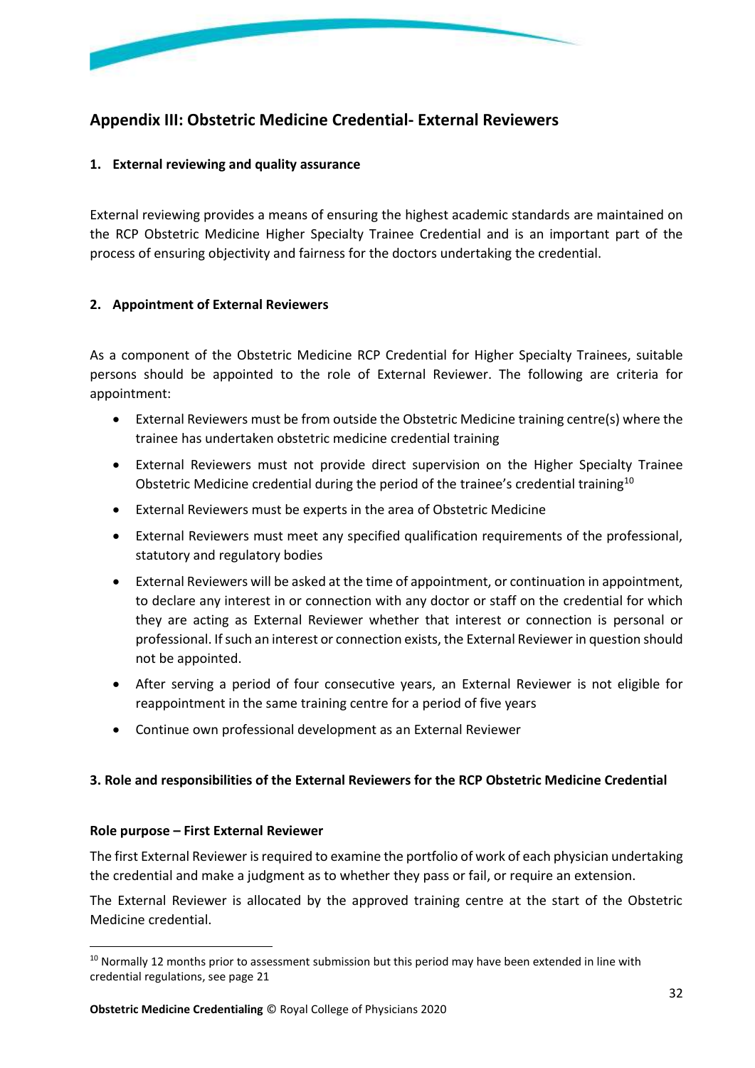## Appendix III: Obstetric Medicine Credential- External Reviewers

### 1. External reviewing and quality assurance

External reviewing provides a means of ensuring the highest academic standards are maintained on the RCP Obstetric Medicine Higher Specialty Trainee Credential and is an important part of the process of ensuring objectivity and fairness for the doctors undertaking the credential.

### 2. Appointment of External Reviewers

As a component of the Obstetric Medicine RCP Credential for Higher Specialty Trainees, suitable persons should be appointed to the role of External Reviewer. The following are criteria for appointment:

- External Reviewers must be from outside the Obstetric Medicine training centre(s) where the trainee has undertaken obstetric medicine credential training
- External Reviewers must not provide direct supervision on the Higher Specialty Trainee Obstetric Medicine credential during the period of the trainee's credential training[10]
- External Reviewers must be experts in the area of Obstetric Medicine
- External Reviewers must meet any specified qualification requirements of the professional, statutory and regulatory bodies
- External Reviewers will be asked at the time of appointment, or continuation in appointment, to declare any interest in or connection with any doctor or staff on the credential for which they are acting as External Reviewer whether that interest or connection is personal or professional. If such an interest or connection exists, the External Reviewer in question should not be appointed.
- After serving a period of four consecutive years, an External Reviewer is not eligible for reappointment in the same training centre for a period of five years
- Continue own professional development as an External Reviewer

### 3. Role and responsibilities of the External Reviewers for the RCP Obstetric Medicine Credential

**Role purpose – First External Reviewer**

The first External Reviewer is required to examine the portfolio of work of each physician undertaking the credential and make a judgment as to whether they pass or fail, or require an extension.

The External Reviewer is allocated by the approved training centre at the start of the Obstetric Medicine credential.

[10] Normally 12 months prior to assessment submission but this period may have been extended in line with credential regulations, see page 21

**Obstetric Medicine Credentialing** © Royal College of Physicians 2020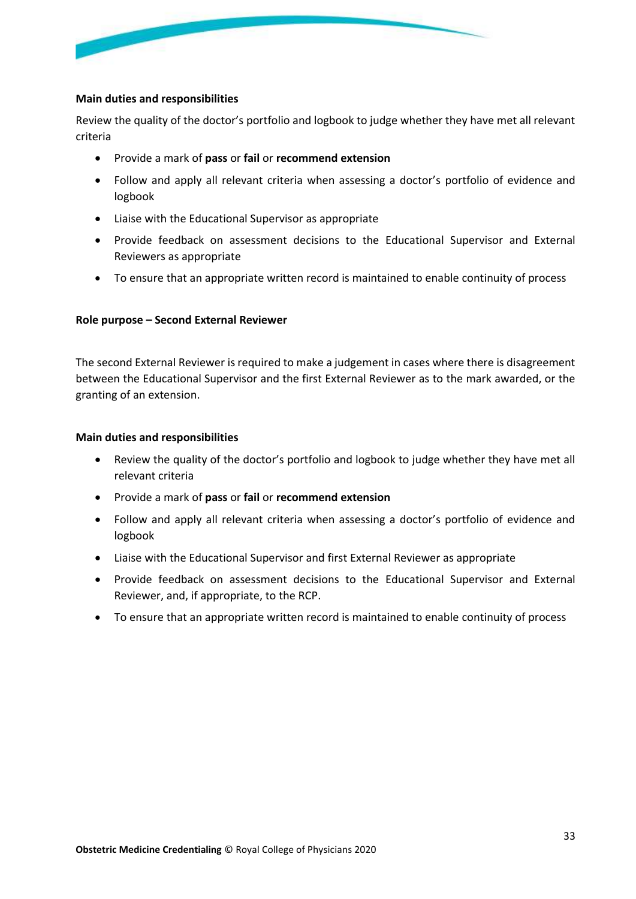**Main duties and responsibilities**

Review the quality of the doctor's portfolio and logbook to judge whether they have met all relevant criteria

- Provide a mark of **pass** or **fail** or **recommend extension**
- Follow and apply all relevant criteria when assessing a doctor's portfolio of evidence and logbook
- Liaise with the Educational Supervisor as appropriate
- Provide feedback on assessment decisions to the Educational Supervisor and External Reviewers as appropriate
- To ensure that an appropriate written record is maintained to enable continuity of process

**Role purpose – Second External Reviewer**

The second External Reviewer is required to make a judgement in cases where there is disagreement between the Educational Supervisor and the first External Reviewer as to the mark awarded, or the granting of an extension.

**Main duties and responsibilities**

- Review the quality of the doctor's portfolio and logbook to judge whether they have met all relevant criteria
- Provide a mark of **pass** or **fail** or **recommend extension**
- Follow and apply all relevant criteria when assessing a doctor's portfolio of evidence and logbook
- Liaise with the Educational Supervisor and first External Reviewer as appropriate
- Provide feedback on assessment decisions to the Educational Supervisor and External Reviewer, and, if appropriate, to the RCP.
- To ensure that an appropriate written record is maintained to enable continuity of process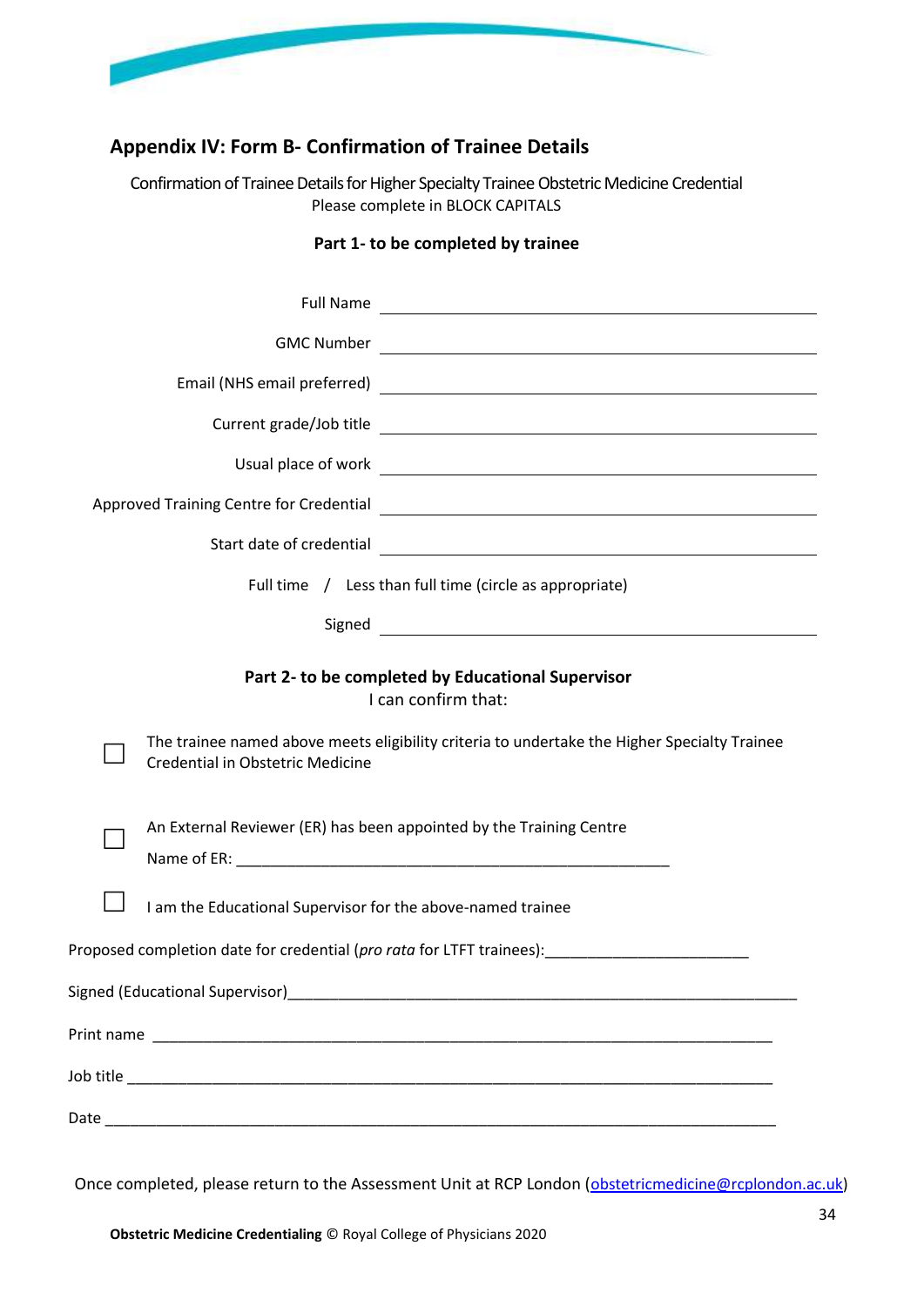## Appendix IV: Form B- Confirmation of Trainee Details

Confirmation of Trainee Details for Higher Specialty Trainee Obstetric Medicine Credential
Please complete in BLOCK CAPITALS

**Part 1- to be completed by trainee**

Full Name ______________________________

GMC Number ______________________________

Email (NHS email preferred) ______________________________

Current grade/Job title ______________________________

Usual place of work ______________________________

Approved Training Centre for Credential ______________________________

Start date of credential ______________________________

Full time / Less than full time (circle as appropriate)

Signed ______________________________

**Part 2- to be completed by Educational Supervisor**
I can confirm that:

☐ The trainee named above meets eligibility criteria to undertake the Higher Specialty Trainee Credential in Obstetric Medicine

☐ An External Reviewer (ER) has been appointed by the Training Centre
Name of ER: ______________________________

☐ I am the Educational Supervisor for the above-named trainee

Proposed completion date for credential (*pro rata* for LTFT trainees):________________________

Signed (Educational Supervisor)______________________________

Print name ______________________________

Job title ______________________________

Date ______________________________

Once completed, please return to the Assessment Unit at RCP London (obstetricmedicine@rcplondon.ac.uk)

**Obstetric Medicine Credentialing** © Royal College of Physicians 2020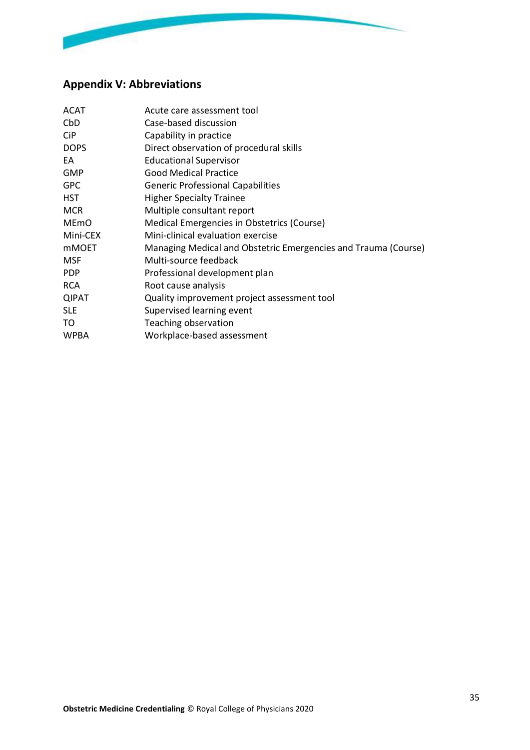## Appendix V: Abbreviations

| | |
|---|---|
| ACAT | Acute care assessment tool |
| CbD | Case-based discussion |
| CiP | Capability in practice |
| DOPS | Direct observation of procedural skills |
| EA | Educational Supervisor |
| GMP | Good Medical Practice |
| GPC | Generic Professional Capabilities |
| HST | Higher Specialty Trainee |
| MCR | Multiple consultant report |
| MEmO | Medical Emergencies in Obstetrics (Course) |
| Mini-CEX | Mini-clinical evaluation exercise |
| mMOET | Managing Medical and Obstetric Emergencies and Trauma (Course) |
| MSF | Multi-source feedback |
| PDP | Professional development plan |
| RCA | Root cause analysis |
| QIPAT | Quality improvement project assessment tool |
| SLE | Supervised learning event |
| TO | Teaching observation |
| WPBA | Workplace-based assessment |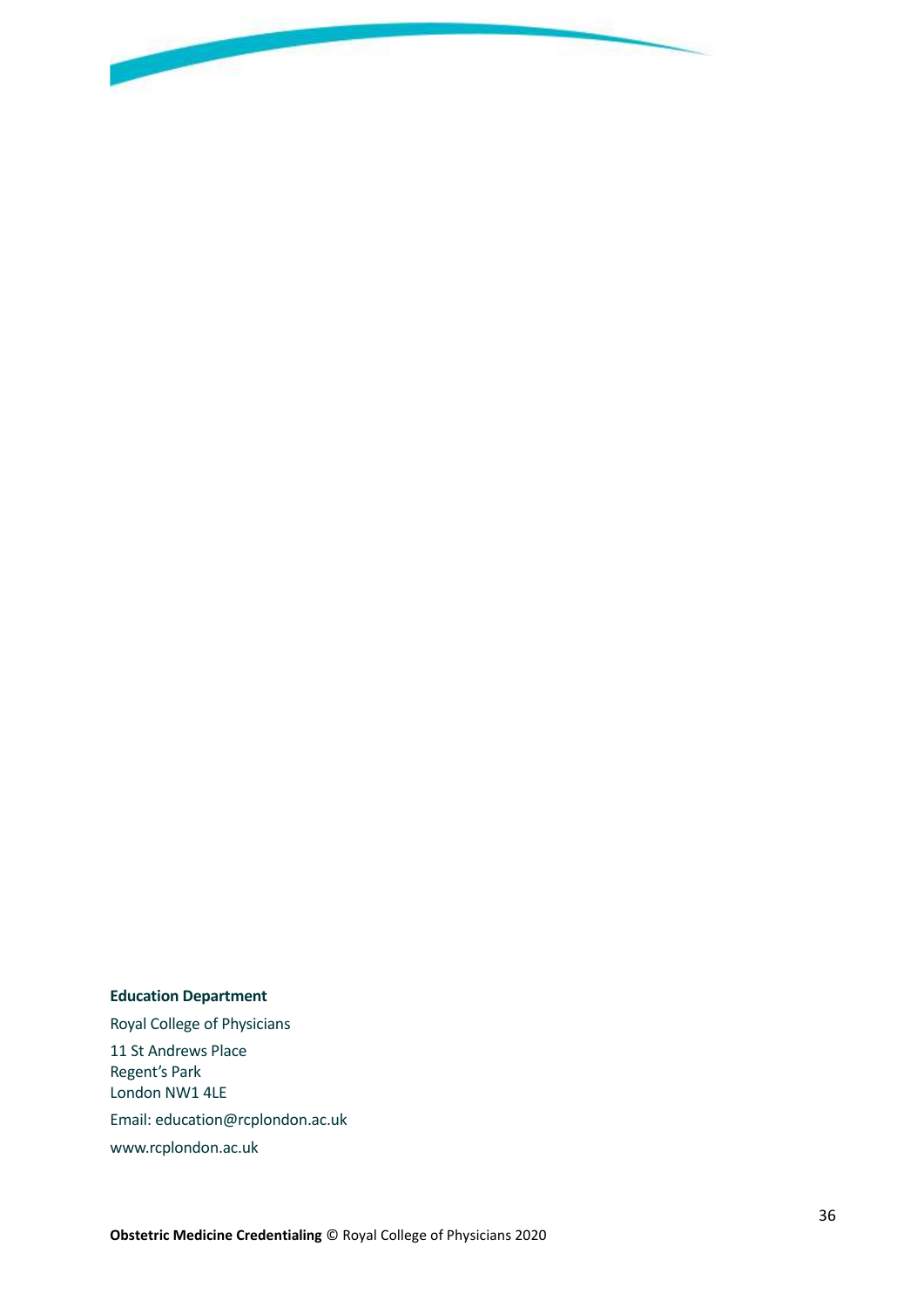**Education Department**

Royal College of Physicians

11 St Andrews Place
Regent's Park
London NW1 4LE

Email: education@rcplondon.ac.uk

www.rcplondon.ac.uk